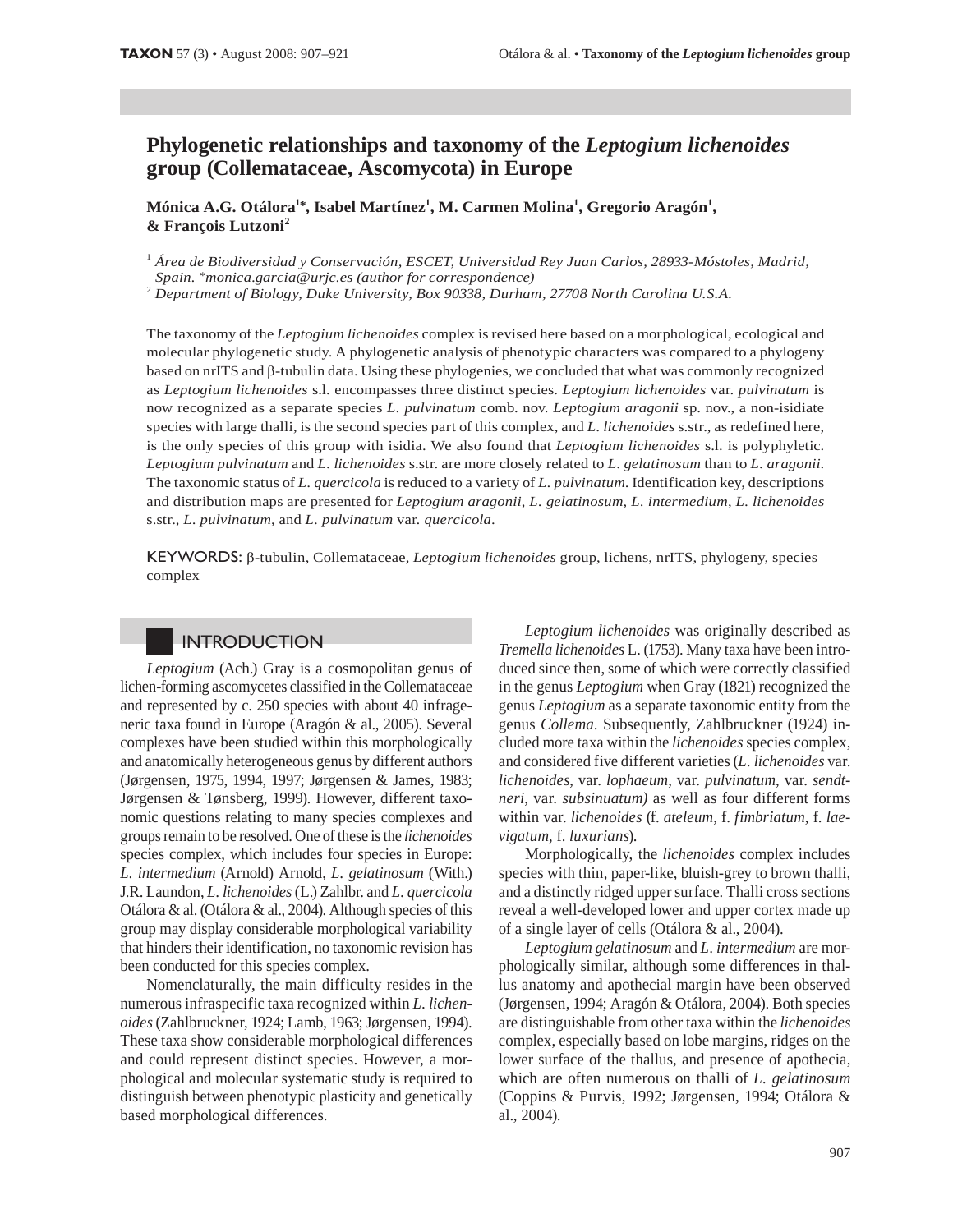# Phylogenetic relationships and taxonomy of the *Leptogium lichenoides* group (Collemataceae, Ascomycota) in Europe

**Mónica A.G. Otálora[1*], Isabel Martínez[1], M. Carmen Molina[1], Gregorio Aragón[1], & François Lutzoni[2]**

[1] *Área de Biodiversidad y Conservación, ESCET, Universidad Rey Juan Carlos, 28933-Móstoles, Madrid, Spain. *monica.garcia@urjc.es (author for correspondence)*

[2] *Department of Biology, Duke University, Box 90338, Durham, 27708 North Carolina U.S.A.*

The taxonomy of the *Leptogium lichenoides* complex is revised here based on a morphological, ecological and molecular phylogenetic study. A phylogenetic analysis of phenotypic characters was compared to a phylogeny based on nrITS and β-tubulin data. Using these phylogenies, we concluded that what was commonly recognized as *Leptogium lichenoides* s.l. encompasses three distinct species. *Leptogium lichenoides* var. *pulvinatum* is now recognized as a separate species *L. pulvinatum* comb. nov. *Leptogium aragonii* sp. nov., a non-isidiate species with large thalli, is the second species part of this complex, and *L. lichenoides* s.str., as redefined here, is the only species of this group with isidia. We also found that *Leptogium lichenoides* s.l. is polyphyletic. *Leptogium pulvinatum* and *L. lichenoides* s.str. are more closely related to *L. gelatinosum* than to *L. aragonii*. The taxonomic status of *L. quercicola* is reduced to a variety of *L. pulvinatum*. Identification key, descriptions and distribution maps are presented for *Leptogium aragonii*, *L. gelatinosum*, *L. intermedium*, *L. lichenoides* s.str., *L. pulvinatum*, and *L. pulvinatum* var. *quercicola*.

KEYWORDS: β-tubulin, Collemataceae, *Leptogium lichenoides* group, lichens, nrITS, phylogeny, species complex

## INTRODUCTION

*Leptogium* (Ach.) Gray is a cosmopolitan genus of lichen-forming ascomycetes classified in the Collemataceae and represented by c. 250 species with about 40 infrageneric taxa found in Europe (Aragón & al., 2005). Several complexes have been studied within this morphologically and anatomically heterogeneous genus by different authors (Jørgensen, 1975, 1994, 1997; Jørgensen & James, 1983; Jørgensen & Tønsberg, 1999). However, different taxonomic questions relating to many species complexes and groups remain to be resolved. One of these is the *lichenoides* species complex, which includes four species in Europe: *L. intermedium* (Arnold) Arnold, *L. gelatinosum* (With.) J.R. Laundon, *L. lichenoides* (L.) Zahlbr. and *L. quercicola* Otálora & al. (Otálora & al., 2004). Although species of this group may display considerable morphological variability that hinders their identification, no taxonomic revision has been conducted for this species complex.

Nomenclaturally, the main difficulty resides in the numerous infraspecific taxa recognized within *L. lichenoides* (Zahlbruckner, 1924; Lamb, 1963; Jørgensen, 1994). These taxa show considerable morphological differences and could represent distinct species. However, a morphological and molecular systematic study is required to distinguish between phenotypic plasticity and genetically based morphological differences.

*Leptogium lichenoides* was originally described as *Tremella lichenoides* L. (1753). Many taxa have been introduced since then, some of which were correctly classified in the genus *Leptogium* when Gray (1821) recognized the genus *Leptogium* as a separate taxonomic entity from the genus *Collema*. Subsequently, Zahlbruckner (1924) included more taxa within the *lichenoides* species complex, and considered five different varieties (*L. lichenoides* var. *lichenoides*, var. *lophaeum*, var. *pulvinatum*, var. *sendtneri*, var. *subsinuatum)* as well as four different forms within var. *lichenoides* (f. *ateleum*, f. *fimbriatum*, f. *laevigatum*, f. *luxurians*).

Morphologically, the *lichenoides* complex includes species with thin, paper-like, bluish-grey to brown thalli, and a distinctly ridged upper surface. Thalli cross sections reveal a well-developed lower and upper cortex made up of a single layer of cells (Otálora & al., 2004).

*Leptogium gelatinosum* and *L. intermedium* are morphologically similar, although some differences in thallus anatomy and apothecial margin have been observed (Jørgensen, 1994; Aragón & Otálora, 2004). Both species are distinguishable from other taxa within the *lichenoides* complex, especially based on lobe margins, ridges on the lower surface of the thallus, and presence of apothecia, which are often numerous on thalli of *L. gelatinosum* (Coppins & Purvis, 1992; Jørgensen, 1994; Otálora & al., 2004).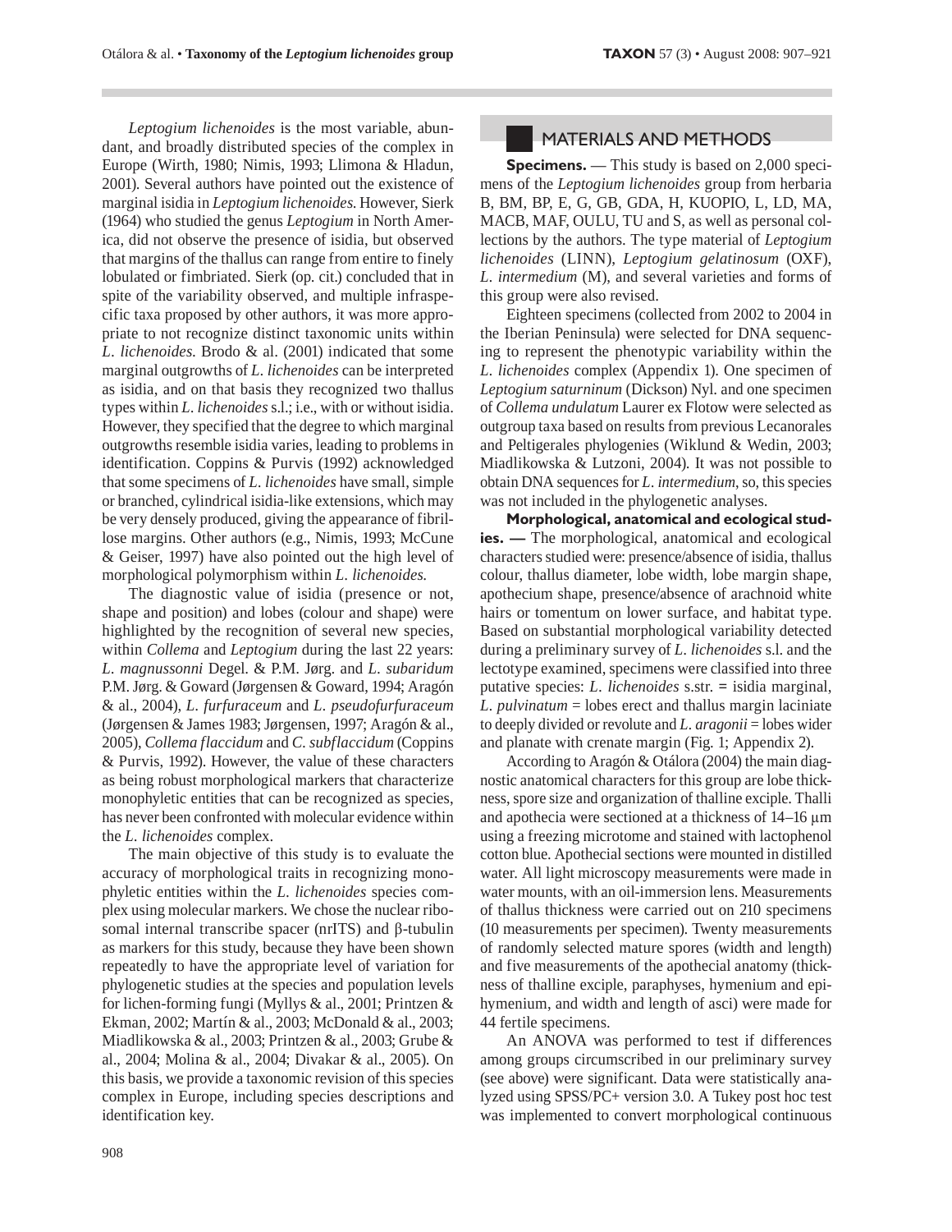*Leptogium lichenoides* is the most variable, abundant, and broadly distributed species of the complex in Europe (Wirth, 1980; Nimis, 1993; Llimona & Hladun, 2001). Several authors have pointed out the existence of marginal isidia in *Leptogium lichenoides*. However, Sierk (1964) who studied the genus *Leptogium* in North America, did not observe the presence of isidia, but observed that margins of the thallus can range from entire to finely lobulated or fimbriated. Sierk (op. cit.) concluded that in spite of the variability observed, and multiple infraspecific taxa proposed by other authors, it was more appropriate to not recognize distinct taxonomic units within *L. lichenoides*. Brodo & al. (2001) indicated that some marginal outgrowths of *L. lichenoides* can be interpreted as isidia, and on that basis they recognized two thallus types within *L. lichenoides* s.l.; i.e., with or without isidia. However, they specified that the degree to which marginal outgrowths resemble isidia varies, leading to problems in identification. Coppins & Purvis (1992) acknowledged that some specimens of *L. lichenoides* have small, simple or branched, cylindrical isidia-like extensions, which may be very densely produced, giving the appearance of fibrillose margins. Other authors (e.g., Nimis, 1993; McCune & Geiser, 1997) have also pointed out the high level of morphological polymorphism within *L. lichenoides*.

The diagnostic value of isidia (presence or not, shape and position) and lobes (colour and shape) were highlighted by the recognition of several new species, within *Collema* and *Leptogium* during the last 22 years: *L. magnussonni* Degel. & P.M. Jørg. and *L. subaridum* P.M. Jørg. & Goward (Jørgensen & Goward, 1994; Aragón & al., 2004), *L. furfuraceum* and *L. pseudofurfuraceum* (Jørgensen & James 1983; Jørgensen, 1997; Aragón & al., 2005), *Collema flaccidum* and *C. subflaccidum* (Coppins & Purvis, 1992). However, the value of these characters as being robust morphological markers that characterize monophyletic entities that can be recognized as species, has never been confronted with molecular evidence within the *L. lichenoides* complex.

The main objective of this study is to evaluate the accuracy of morphological traits in recognizing monophyletic entities within the *L. lichenoides* species complex using molecular markers. We chose the nuclear ribosomal internal transcribe spacer (nrITS) and β-tubulin as markers for this study, because they have been shown repeatedly to have the appropriate level of variation for phylogenetic studies at the species and population levels for lichen-forming fungi (Myllys & al., 2001; Printzen & Ekman, 2002; Martín & al., 2003; McDonald & al., 2003; Miadlikowska & al., 2003; Printzen & al., 2003; Grube & al., 2004; Molina & al., 2004; Divakar & al., 2005). On this basis, we provide a taxonomic revision of this species complex in Europe, including species descriptions and identification key.

## MATERIALS AND METHODS

**Specimens.** — This study is based on 2,000 specimens of the *Leptogium lichenoides* group from herbaria B, BM, BP, E, G, GB, GDA, H, KUOPIO, L, LD, MA, MACB, MAF, OULU, TU and S, as well as personal collections by the authors. The type material of *Leptogium lichenoides* (LINN), *Leptogium gelatinosum* (OXF), *L. intermedium* (M), and several varieties and forms of this group were also revised.

Eighteen specimens (collected from 2002 to 2004 in the Iberian Peninsula) were selected for DNA sequencing to represent the phenotypic variability within the *L. lichenoides* complex (Appendix 1). One specimen of *Leptogium saturninum* (Dickson) Nyl. and one specimen of *Collema undulatum* Laurer ex Flotow were selected as outgroup taxa based on results from previous Lecanorales and Peltigerales phylogenies (Wiklund & Wedin, 2003; Miadlikowska & Lutzoni, 2004). It was not possible to obtain DNA sequences for *L. intermedium*, so, this species was not included in the phylogenetic analyses.

**Morphological, anatomical and ecological studies. —** The morphological, anatomical and ecological characters studied were: presence/absence of isidia, thallus colour, thallus diameter, lobe width, lobe margin shape, apothecium shape, presence/absence of arachnoid white hairs or tomentum on lower surface, and habitat type. Based on substantial morphological variability detected during a preliminary survey of *L. lichenoides* s.l. and the lectotype examined, specimens were classified into three putative species: *L. lichenoides* s.str. = isidia marginal, *L. pulvinatum* = lobes erect and thallus margin laciniate to deeply divided or revolute and *L. aragonii* = lobes wider and planate with crenate margin (Fig. 1; Appendix 2).

According to Aragón & Otálora (2004) the main diagnostic anatomical characters for this group are lobe thickness, spore size and organization of thalline exciple. Thalli and apothecia were sectioned at a thickness of 14–16 μm using a freezing microtome and stained with lactophenol cotton blue. Apothecial sections were mounted in distilled water. All light microscopy measurements were made in water mounts, with an oil-immersion lens. Measurements of thallus thickness were carried out on 210 specimens (10 measurements per specimen). Twenty measurements of randomly selected mature spores (width and length) and five measurements of the apothecial anatomy (thickness of thalline exciple, paraphyses, hymenium and epihymenium, and width and length of asci) were made for 44 fertile specimens.

An ANOVA was performed to test if differences among groups circumscribed in our preliminary survey (see above) were significant. Data were statistically analyzed using SPSS/PC+ version 3.0. A Tukey post hoc test was implemented to convert morphological continuous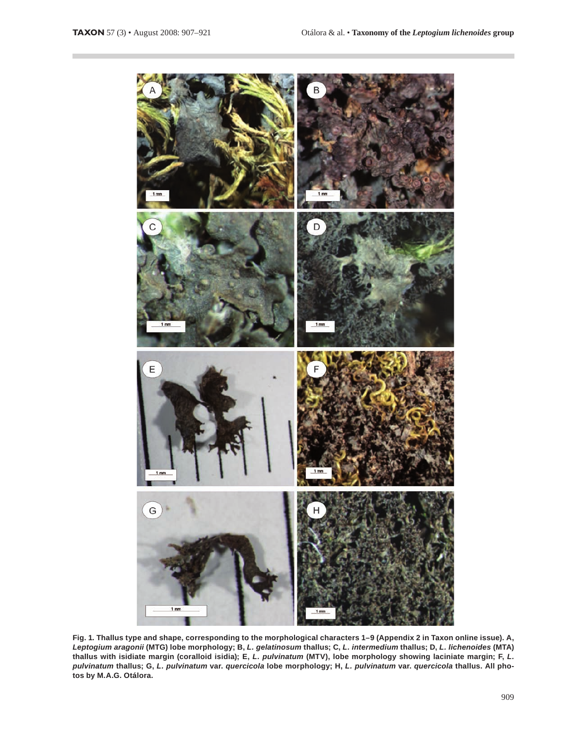**Fig. 1.** Thallus type and shape, corresponding to the morphological characters 1–9 (Appendix 2 in Taxon online issue). A, *Leptogium aragonii* (MTG) lobe morphology; B, *L. gelatinosum* thallus; C, *L. intermedium* thallus; D, *L. lichenoides* (MTA) thallus with isidiate margin (coralloid isidia); E, *L. pulvinatum* (MTV), lobe morphology showing laciniate margin; F, *L. pulvinatum* thallus; G, *L. pulvinatum* var. *quercicola* lobe morphology; H, *L. pulvinatum* var. *quercicola* thallus. All photos by M.A.G. Otálora.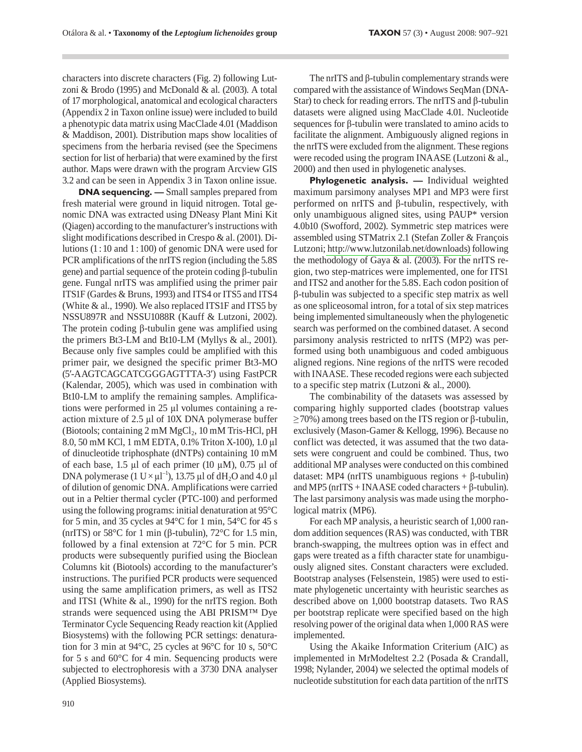characters into discrete characters (Fig. 2) following Lutzoni & Brodo (1995) and McDonald & al. (2003). A total of 17 morphological, anatomical and ecological characters (Appendix 2 in Taxon online issue) were included to build a phenotypic data matrix using MacClade 4.01 (Maddison & Maddison, 2001). Distribution maps show localities of specimens from the herbaria revised (see the Specimens section for list of herbaria) that were examined by the first author. Maps were drawn with the program Arcview GIS 3.2 and can be seen in Appendix 3 in Taxon online issue.

**DNA sequencing. —** Small samples prepared from fresh material were ground in liquid nitrogen. Total genomic DNA was extracted using DNeasy Plant Mini Kit (Qiagen) according to the manufacturer's instructions with slight modifications described in Crespo & al. (2001). Dilutions (1 : 10 and 1 : 100) of genomic DNA were used for PCR amplifications of the nrITS region (including the 5.8S gene) and partial sequence of the protein coding β-tubulin gene. Fungal nrITS was amplified using the primer pair ITS1F (Gardes & Bruns, 1993) and ITS4 or ITS5 and ITS4 (White & al., 1990). We also replaced ITS1F and ITS5 by NSSU897R and NSSU1088R (Kauff & Lutzoni, 2002). The protein coding β-tubulin gene was amplified using the primers Bt3-LM and Bt10-LM (Myllys & al., 2001). Because only five samples could be amplified with this primer pair, we designed the specific primer Bt3-MO (5′-AAGTCAGCATCGGGAGTTTA-3′) using FastPCR (Kalendar, 2005), which was used in combination with Bt10-LM to amplify the remaining samples. Amplifications were performed in 25 µl volumes containing a reaction mixture of 2.5 µl of 10X DNA polymerase buffer (Biotools; containing 2 mM $MgCl_2$, 10 mM Tris-HCl, pH 8.0, 50 mM KCl, 1 mM EDTA, 0.1% Triton X-100), 1.0 µl of dinucleotide triphosphate (dNTPs) containing 10 mM of each base, 1.5 µl of each primer (10 µM), 0.75 µl of DNA polymerase ($1\ U \times \mu l^{-1}$), 13.75 µl of $dH_2O$ and 4.0 µl of dilution of genomic DNA. Amplifications were carried out in a Peltier thermal cycler (PTC-100) and performed using the following programs: initial denaturation at 95°C for 5 min, and 35 cycles at 94°C for 1 min, 54°C for 45 s (nrITS) or 58°C for 1 min (β-tubulin), 72°C for 1.5 min, followed by a final extension at 72°C for 5 min. PCR products were subsequently purified using the Bioclean Columns kit (Biotools) according to the manufacturer's instructions. The purified PCR products were sequenced using the same amplification primers, as well as ITS2 and ITS1 (White & al., 1990) for the nrITS region. Both strands were sequenced using the ABI PRISM™ Dye Terminator Cycle Sequencing Ready reaction kit (Applied Biosystems) with the following PCR settings: denaturation for 3 min at 94°C, 25 cycles at 96°C for 10 s, 50°C for 5 s and 60°C for 4 min. Sequencing products were subjected to electrophoresis with a 3730 DNA analyser (Applied Biosystems).

The nrITS and β-tubulin complementary strands were compared with the assistance of Windows SeqMan (DNA-Star) to check for reading errors. The nrITS and β-tubulin datasets were aligned using MacClade 4.01. Nucleotide sequences for β-tubulin were translated to amino acids to facilitate the alignment. Ambiguously aligned regions in the nrITS were excluded from the alignment. These regions were recoded using the program INAASE (Lutzoni & al., 2000) and then used in phylogenetic analyses.

**Phylogenetic analysis. —** Individual weighted maximum parsimony analyses MP1 and MP3 were first performed on nrITS and β-tubulin, respectively, with only unambiguous aligned sites, using PAUP* version 4.0b10 (Swofford, 2002). Symmetric step matrices were assembled using STMatrix 2.1 (Stefan Zoller & François Lutzoni; http://www.lutzonilab.net/downloads) following the methodology of Gaya & al. (2003). For the nrITS region, two step-matrices were implemented, one for ITS1 and ITS2 and another for the 5.8S. Each codon position of β-tubulin was subjected to a specific step matrix as well as one spliceosomal intron, for a total of six step matrices being implemented simultaneously when the phylogenetic search was performed on the combined dataset. A second parsimony analysis restricted to nrITS (MP2) was performed using both unambiguous and coded ambiguous aligned regions. Nine regions of the nrITS were recoded with INAASE. These recoded regions were each subjected to a specific step matrix (Lutzoni & al., 2000).

The combinability of the datasets was assessed by comparing highly supported clades (bootstrap values ≥70%) among trees based on the ITS region or β-tubulin, exclusively (Mason-Gamer & Kellogg, 1996). Because no conflict was detected, it was assumed that the two datasets were congruent and could be combined. Thus, two additional MP analyses were conducted on this combined dataset: MP4 (nrITS unambiguous regions + β-tubulin) and MP5 (nrITS + INAASE coded characters + β-tubulin). The last parsimony analysis was made using the morphological matrix (MP6).

For each MP analysis, a heuristic search of 1,000 random addition sequences (RAS) was conducted, with TBR branch-swapping, the multrees option was in effect and gaps were treated as a fifth character state for unambiguously aligned sites. Constant characters were excluded. Bootstrap analyses (Felsenstein, 1985) were used to estimate phylogenetic uncertainty with heuristic searches as described above on 1,000 bootstrap datasets. Two RAS per bootstrap replicate were specified based on the high resolving power of the original data when 1,000 RAS were implemented.

Using the Akaike Information Criterium (AIC) as implemented in MrModeltest 2.2 (Posada & Crandall, 1998; Nylander, 2004) we selected the optimal models of nucleotide substitution for each data partition of the nrITS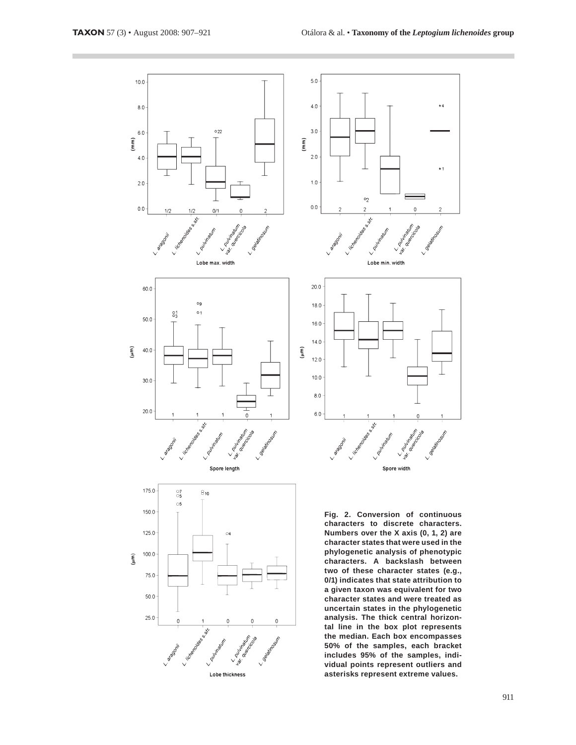**Fig. 2. Conversion of continuous characters to discrete characters. Numbers over the X axis (0, 1, 2) are character states that were used in the phylogenetic analysis of phenotypic characters. A backslash between two of these character states (e.g., 0/1) indicates that state attribution to a given taxon was equivalent for two character states and were treated as uncertain states in the phylogenetic analysis. The thick central horizontal line in the box plot represents the median. Each box encompasses 50% of the samples, each bracket includes 95% of the samples, individual points represent outliers and asterisks represent extreme values.**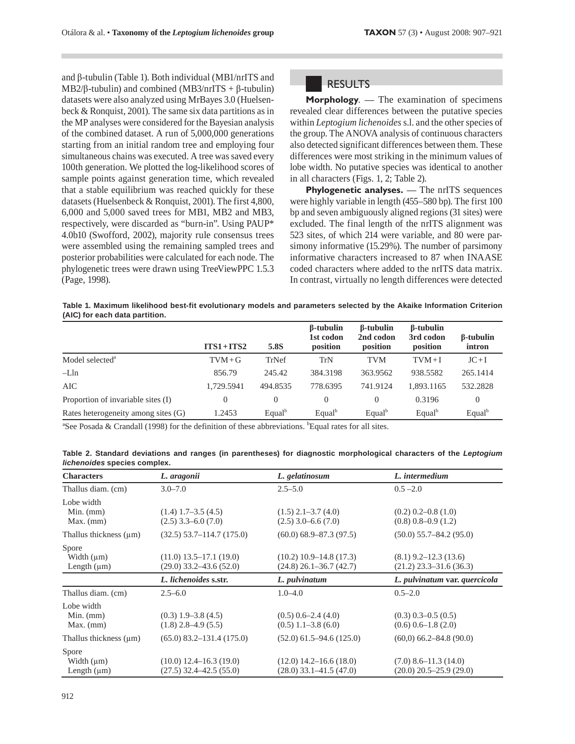and β-tubulin (Table 1). Both individual (MB1/nrITS and MB2/β-tubulin) and combined (MB3/nrITS + β-tubulin) datasets were also analyzed using MrBayes 3.0 (Huelsenbeck & Ronquist, 2001). The same six data partitions as in the MP analyses were considered for the Bayesian analysis of the combined dataset. A run of 5,000,000 generations starting from an initial random tree and employing four simultaneous chains was executed. A tree was saved every 100th generation. We plotted the log-likelihood scores of sample points against generation time, which revealed that a stable equilibrium was reached quickly for these datasets (Huelsenbeck & Ronquist, 2001). The first 4,800, 6,000 and 5,000 saved trees for MB1, MB2 and MB3, respectively, were discarded as "burn-in". Using PAUP* 4.0b10 (Swofford, 2002), majority rule consensus trees were assembled using the remaining sampled trees and posterior probabilities were calculated for each node. The phylogenetic trees were drawn using TreeViewPPC 1.5.3 (Page, 1998).

## RESULTS

**Morphology**. — The examination of specimens revealed clear differences between the putative species within *Leptogium lichenoides* s.l. and the other species of the group. The ANOVA analysis of continuous characters also detected significant differences between them. These differences were most striking in the minimum values of lobe width. No putative species was identical to another in all characters (Figs. 1, 2; Table 2).

**Phylogenetic analyses.** — The nrITS sequences were highly variable in length (455–580 bp). The first 100 bp and seven ambiguously aligned regions (31 sites) were excluded. The final length of the nrITS alignment was 523 sites, of which 214 were variable, and 80 were parsimony informative (15.29%). The number of parsimony informative characters increased to 87 when INAASE coded characters where added to the nrITS data matrix. In contrast, virtually no length differences were detected

**Table 1. Maximum likelihood best-fit evolutionary models and parameters selected by the Akaike Information Criterion (AIC) for each data partition.**

| | ITS1 + ITS2 | 5.8S | β-tubulin 1st codon position | β-tubulin 2nd codon position | β-tubulin 3rd codon position | β-tubulin intron |
|---|---|---|---|---|---|---|
| Model selected[a] | TVM + G | TrNef | TrN | TVM | TVM + I | JC + I |
| –Lln | 856.79 | 245.42 | 384.3198 | 363.9562 | 938.5582 | 265.1414 |
| AIC | 1,729.5941 | 494.8535 | 778.6395 | 741.9124 | 1,893.1165 | 532.2828 |
| Proportion of invariable sites (I) | 0 | 0 | 0 | 0 | 0.3196 | 0 |
| Rates heterogeneity among sites (G) | 1.2453 | Equal[b] | Equal[b] | Equal[b] | Equal[b] | Equal[b] |

[a]See Posada & Crandall (1998) for the definition of these abbreviations. [b]Equal rates for all sites.

**Table 2. Standard deviations and ranges (in parentheses) for diagnostic morphological characters of the *Leptogium lichenoides* species complex.**

| Characters | *L. aragonii* | *L. gelatinosum* | *L. intermedium* |
|---|---|---|---|
| Thallus diam. (cm) | 3.0–7.0 | 2.5–5.0 | 0.5 –2.0 |
| Lobe width | | | |
| Min. (mm) | (1.4) 1.7–3.5 (4.5) | (1.5) 2.1–3.7 (4.0) | (0.2) 0.2–0.8 (1.0) |
| Max. (mm) | (2.5) 3.3–6.0 (7.0) | (2.5) 3.0–6.6 (7.0) | (0.8) 0.8–0.9 (1.2) |
| Thallus thickness (μm) | (32.5) 53.7–114.7 (175.0) | (60.0) 68.9–87.3 (97.5) | (50.0) 55.7–84.2 (95.0) |
| Spore | | | |
| Width (μm) | (11.0) 13.5–17.1 (19.0) | (10.2) 10.9–14.8 (17.3) | (8.1) 9.2–12.3 (13.6) |
| Length (μm) | (29.0) 33.2–43.6 (52.0) | (24.8) 26.1–36.7 (42.7) | (21.2) 23.3–31.6 (36.3) |
| | ***L. lichenoides* s.str.** | ***L. pulvinatum*** | ***L. pulvinatum* var. *quercicola*** |
| Thallus diam. (cm) | 2.5–6.0 | 1.0–4.0 | 0.5–2.0 |
| Lobe width | | | |
| Min. (mm) | (0.3) 1.9–3.8 (4.5) | (0.5) 0.6–2.4 (4.0) | (0.3) 0.3–0.5 (0.5) |
| Max. (mm) | (1.8) 2.8–4.9 (5.5) | (0.5) 1.1–3.8 (6.0) | (0.6) 0.6–1.8 (2.0) |
| Thallus thickness (μm) | (65.0) 83.2–131.4 (175.0) | (52.0) 61.5–94.6 (125.0) | (60,0) 66.2–84.8 (90.0) |
| Spore | | | |
| Width (μm) | (10.0) 12.4–16.3 (19.0) | (12.0) 14.2–16.6 (18.0) | (7.0) 8.6–11.3 (14.0) |
| Length (μm) | (27.5) 32.4–42.5 (55.0) | (28.0) 33.1–41.5 (47.0) | (20.0) 20.5–25.9 (29.0) |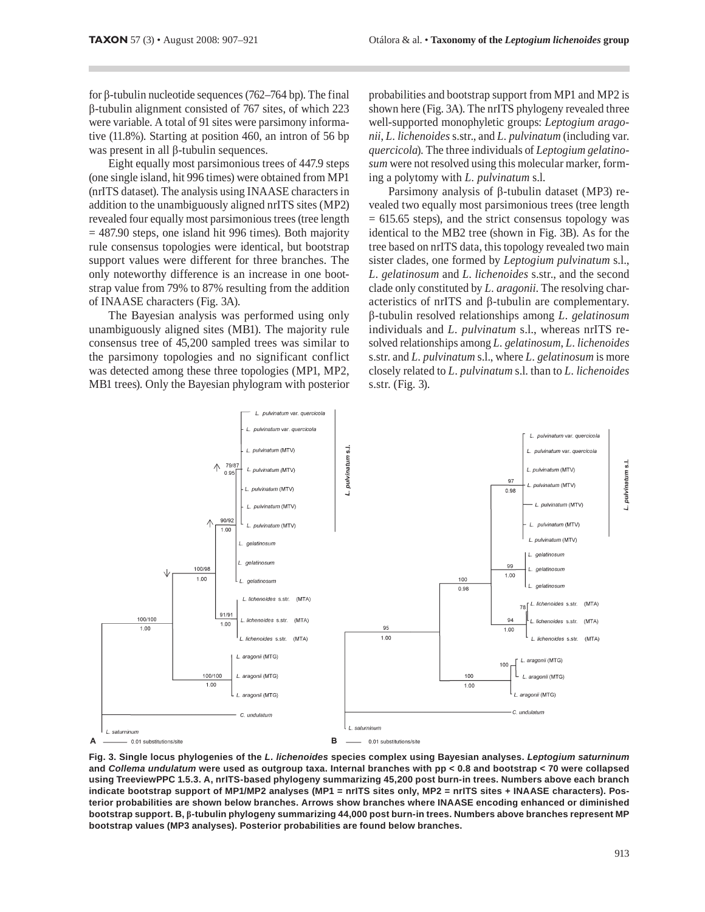for β-tubulin nucleotide sequences (762–764 bp). The final β-tubulin alignment consisted of 767 sites, of which 223 were variable. A total of 91 sites were parsimony informative (11.8%). Starting at position 460, an intron of 56 bp was present in all β-tubulin sequences.

Eight equally most parsimonious trees of 447.9 steps (one single island, hit 996 times) were obtained from MP1 (nrITS dataset). The analysis using INAASE characters in addition to the unambiguously aligned nrITS sites (MP2) revealed four equally most parsimonious trees (tree length = 487.90 steps, one island hit 996 times). Both majority rule consensus topologies were identical, but bootstrap support values were different for three branches. The only noteworthy difference is an increase in one bootstrap value from 79% to 87% resulting from the addition of INAASE characters (Fig. 3A).

The Bayesian analysis was performed using only unambiguously aligned sites (MB1). The majority rule consensus tree of 45,200 sampled trees was similar to the parsimony topologies and no significant conflict was detected among these three topologies (MP1, MP2, MB1 trees). Only the Bayesian phylogram with posterior probabilities and bootstrap support from MP1 and MP2 is shown here (Fig. 3A). The nrITS phylogeny revealed three well-supported monophyletic groups: *Leptogium aragonii*, *L. lichenoides* s.str., and *L. pulvinatum* (including var. *quercicola*). The three individuals of *Leptogium gelatinosum* were not resolved using this molecular marker, forming a polytomy with *L. pulvinatum* s.l.

Parsimony analysis of β-tubulin dataset (MP3) revealed two equally most parsimonious trees (tree length = 615.65 steps), and the strict consensus topology was identical to the MB2 tree (shown in Fig. 3B). As for the tree based on nrITS data, this topology revealed two main sister clades, one formed by *Leptogium pulvinatum* s.l., *L. gelatinosum* and *L. lichenoides* s.str., and the second clade only constituted by *L. aragonii*. The resolving characteristics of nrITS and β-tubulin are complementary. β-tubulin resolved relationships among *L. gelatinosum* individuals and *L. pulvinatum* s.l., whereas nrITS resolved relationships among *L. gelatinosum*, *L. lichenoides* s.str. and *L. pulvinatum* s.l., where *L. gelatinosum* is more closely related to *L. pulvinatum* s.l. than to *L. lichenoides* s.str. (Fig. 3).

**Fig. 3. Single locus phylogenies of the *L. lichenoides* species complex using Bayesian analyses. *Leptogium saturninum* and *Collema undulatum* were used as outgroup taxa. Internal branches with pp < 0.8 and bootstrap < 70 were collapsed using TreeviewPPC 1.5.3. A, nrITS-based phylogeny summarizing 45,200 post burn-in trees. Numbers above each branch indicate bootstrap support of MP1/MP2 analyses (MP1 = nrITS sites only, MP2 = nrITS sites + INAASE characters). Posterior probabilities are shown below branches. Arrows show branches where INAASE encoding enhanced or diminished bootstrap support. B, β-tubulin phylogeny summarizing 44,000 post burn-in trees. Numbers above branches represent MP bootstrap values (MP3 analyses). Posterior probabilities are found below branches.**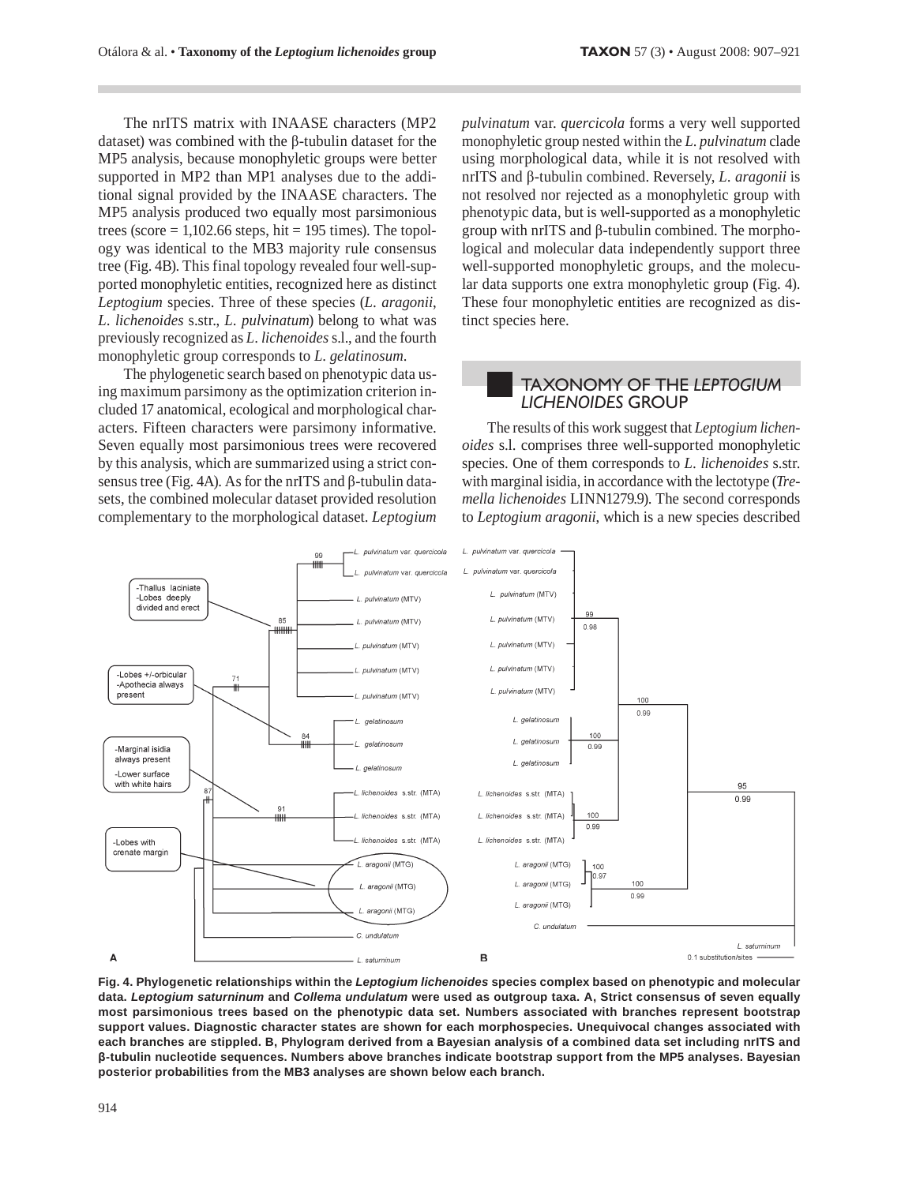The nrITS matrix with INAASE characters (MP2 dataset) was combined with the β-tubulin dataset for the MP5 analysis, because monophyletic groups were better supported in MP2 than MP1 analyses due to the additional signal provided by the INAASE characters. The MP5 analysis produced two equally most parsimonious trees (score = 1,102.66 steps, hit = 195 times). The topology was identical to the MB3 majority rule consensus tree (Fig. 4B). This final topology revealed four well-supported monophyletic entities, recognized here as distinct *Leptogium* species. Three of these species (*L. aragonii*, *L. lichenoides* s.str., *L. pulvinatum*) belong to what was previously recognized as *L. lichenoides* s.l., and the fourth monophyletic group corresponds to *L. gelatinosum*.

The phylogenetic search based on phenotypic data using maximum parsimony as the optimization criterion included 17 anatomical, ecological and morphological characters. Fifteen characters were parsimony informative. Seven equally most parsimonious trees were recovered by this analysis, which are summarized using a strict consensus tree (Fig. 4A). As for the nrITS and β-tubulin datasets, the combined molecular dataset provided resolution complementary to the morphological dataset. *Leptogium pulvinatum* var. *quercicola* forms a very well supported monophyletic group nested within the *L. pulvinatum* clade using morphological data, while it is not resolved with nrITS and β-tubulin combined. Reversely, *L. aragonii* is not resolved nor rejected as a monophyletic group with phenotypic data, but is well-supported as a monophyletic group with nrITS and β-tubulin combined. The morphological and molecular data independently support three well-supported monophyletic groups, and the molecular data supports one extra monophyletic group (Fig. 4). These four monophyletic entities are recognized as distinct species here.

## TAXONOMY OF THE *LEPTOGIUM LICHENOIDES* GROUP

The results of this work suggest that *Leptogium lichenoides* s.l. comprises three well-supported monophyletic species. One of them corresponds to *L. lichenoides* s.str. with marginal isidia, in accordance with the lectotype (*Tremella lichenoides* LINN1279.9). The second corresponds to *Leptogium aragonii*, which is a new species described

**Fig. 4. Phylogenetic relationships within the *Leptogium lichenoides* species complex based on phenotypic and molecular data. *Leptogium saturninum* and *Collema undulatum* were used as outgroup taxa. A, Strict consensus of seven equally most parsimonious trees based on the phenotypic data set. Numbers associated with branches represent bootstrap support values. Diagnostic character states are shown for each morphospecies. Unequivocal changes associated with each branches are stippled. B, Phylogram derived from a Bayesian analysis of a combined data set including nrITS and β-tubulin nucleotide sequences. Numbers above branches indicate bootstrap support from the MP5 analyses. Bayesian posterior probabilities from the MB3 analyses are shown below each branch.**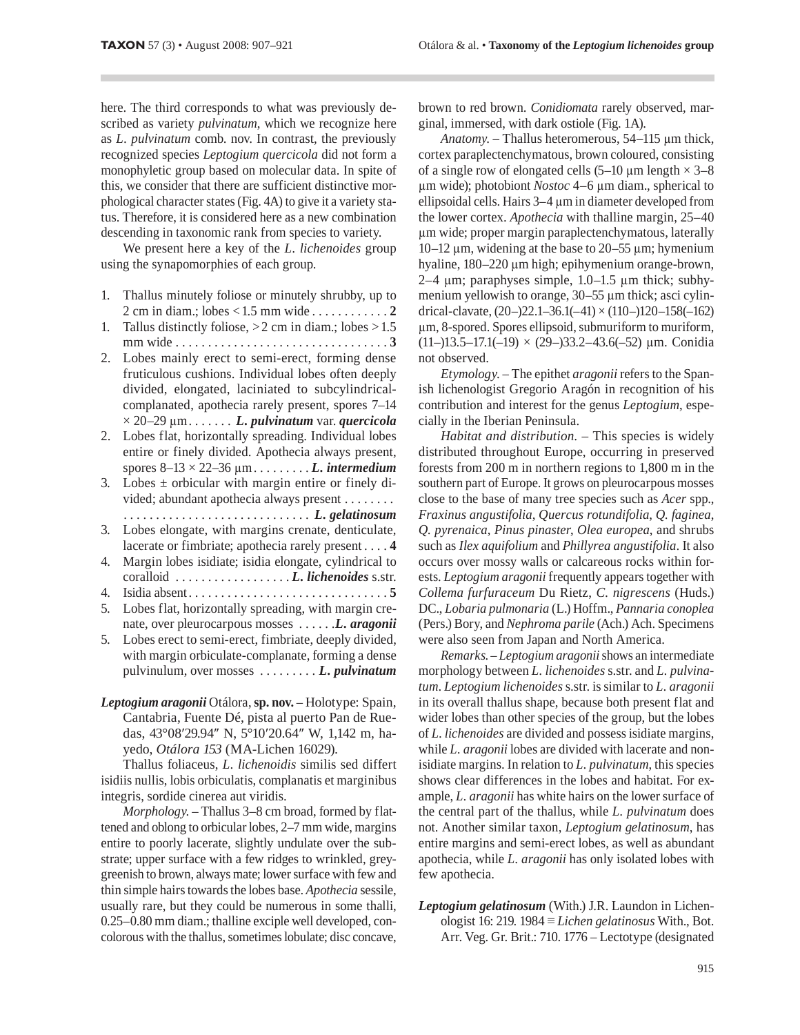here. The third corresponds to what was previously described as variety *pulvinatum*, which we recognize here as *L. pulvinatum* comb. nov. In contrast, the previously recognized species *Leptogium quercicola* did not form a monophyletic group based on molecular data. In spite of this, we consider that there are sufficient distinctive morphological character states (Fig. 4A) to give it a variety status. Therefore, it is considered here as a new combination descending in taxonomic rank from species to variety.

We present here a key of the *L. lichenoides* group using the synapomorphies of each group.

1. Thallus minutely foliose or minutely shrubby, up to 2 cm in diam.; lobes < 1.5 mm wide . . . . . . . . . . . . **2**
1. Tallus distinctly foliose, > 2 cm in diam.; lobes > 1.5 mm wide . . . . . . . . . . . . . . . . . . . . . . . . . . . . . . . . . **3**
2. Lobes mainly erect to semi-erect, forming dense fruticulous cushions. Individual lobes often deeply divided, elongated, laciniated to subcylindrical-complanated, apothecia rarely present, spores 7–14 × 20–29 µm . . . . . . . ***L. pulvinatum* var. *quercicola***
2. Lobes flat, horizontally spreading. Individual lobes entire or finely divided. Apothecia always present, spores 8–13 × 22–36 µm . . . . . . . . . ***L. intermedium***
3. Lobes ± orbicular with margin entire or finely divided; abundant apothecia always present . . . . . . . . . . . . . . . . . . . . . . . . . . . . . . . . . . . . . . . ***L. gelatinosum***
3. Lobes elongate, with margins crenate, denticulate, lacerate or fimbriate; apothecia rarely present . . . . **4**
4. Margin lobes isidiate; isidia elongate, cylindrical to coralloid . . . . . . . . . . . . . . . . . . ***L. lichenoides* s.str.**
4. Isidia absent . . . . . . . . . . . . . . . . . . . . . . . . . . . . . . . **5**
5. Lobes flat, horizontally spreading, with margin crenate, over pleurocarpous mosses . . . . . .***L. aragonii***
5. Lobes erect to semi-erect, fimbriate, deeply divided, with margin orbiculate-complanate, forming a dense pulvinulum, over mosses . . . . . . . . . ***L. pulvinatum***

***Leptogium aragonii*** Otálora, **sp. nov.** – Holotype: Spain, Cantabria, Fuente Dé, pista al puerto Pan de Ruedas, 43°08′29.94″ N, 5°10′20.64″ W, 1,142 m, hayedo, *Otálora 153* (MA-Lichen 16029).

Thallus foliaceus, *L. lichenoidis* similis sed differt isidiis nullis, lobis orbiculatis, complanatis et marginibus integris, sordide cinerea aut viridis.

*Morphology.* – Thallus 3–8 cm broad, formed by flattened and oblong to orbicular lobes, 2–7 mm wide, margins entire to poorly lacerate, slightly undulate over the substrate; upper surface with a few ridges to wrinkled, greygreenish to brown, always mate; lower surface with few and thin simple hairs towards the lobes base. *Apothecia* sessile, usually rare, but they could be numerous in some thalli, 0.25–0.80 mm diam.; thalline exciple well developed, concolorous with the thallus, sometimes lobulate; disc concave, brown to red brown. *Conidiomata* rarely observed, marginal, immersed, with dark ostiole (Fig. 1A).

*Anatomy.* – Thallus heteromerous, 54–115 µm thick, cortex paraplectenchymatous, brown coloured, consisting of a single row of elongated cells (5–10 µm length × 3–8 µm wide); photobiont *Nostoc* 4–6 µm diam., spherical to ellipsoidal cells. Hairs 3–4 µm in diameter developed from the lower cortex. *Apothecia* with thalline margin, 25–40 µm wide; proper margin paraplectenchymatous, laterally 10–12 µm, widening at the base to 20–55 µm; hymenium hyaline, 180–220 µm high; epihymenium orange-brown, 2–4 µm; paraphyses simple, 1.0–1.5 µm thick; subhymenium yellowish to orange, 30–55 µm thick; asci cylindrical-clavate, (20–)22.1–36.1(–41) × (110–)120–158(–162) µm, 8-spored. Spores ellipsoid, submuriform to muriform, (11–)13.5–17.1(–19) × (29–)33.2–43.6(–52) µm. Conidia not observed.

*Etymology.* – The epithet *aragonii* refers to the Spanish lichenologist Gregorio Aragón in recognition of his contribution and interest for the genus *Leptogium*, especially in the Iberian Peninsula.

*Habitat and distribution*. – This species is widely distributed throughout Europe, occurring in preserved forests from 200 m in northern regions to 1,800 m in the southern part of Europe. It grows on pleurocarpous mosses close to the base of many tree species such as *Acer* spp., *Fraxinus angustifolia*, *Quercus rotundifolia*, *Q. faginea*, *Q. pyrenaica*, *Pinus pinaster*, *Olea europea*, and shrubs such as *Ilex aquifolium* and *Phillyrea angustifolia*. It also occurs over mossy walls or calcareous rocks within forests. *Leptogium aragonii* frequently appears together with *Collema furfuraceum* Du Rietz, *C. nigrescens* (Huds.) DC., *Lobaria pulmonaria* (L.) Hoffm., *Pannaria conoplea* (Pers.) Bory, and *Nephroma parile* (Ach.) Ach. Specimens were also seen from Japan and North America.

*Remarks.* – *Leptogium aragonii* shows an intermediate morphology between *L. lichenoides* s.str. and *L. pulvinatum*. *Leptogium lichenoides* s.str. is similar to *L. aragonii* in its overall thallus shape, because both present flat and wider lobes than other species of the group, but the lobes of *L. lichenoides* are divided and possess isidiate margins, while *L. aragonii* lobes are divided with lacerate and non-isidiate margins. In relation to *L. pulvinatum*, this species shows clear differences in the lobes and habitat. For example, *L. aragonii* has white hairs on the lower surface of the central part of the thallus, while *L. pulvinatum* does not. Another similar taxon, *Leptogium gelatinosum*, has entire margins and semi-erect lobes, as well as abundant apothecia, while *L. aragonii* has only isolated lobes with few apothecia.

***Leptogium gelatinosum*** (With.) J.R. Laundon in Lichenologist 16: 219. 1984 ≡ *Lichen gelatinosus* With., Bot. Arr. Veg. Gr. Brit.: 710. 1776 – Lectotype (designated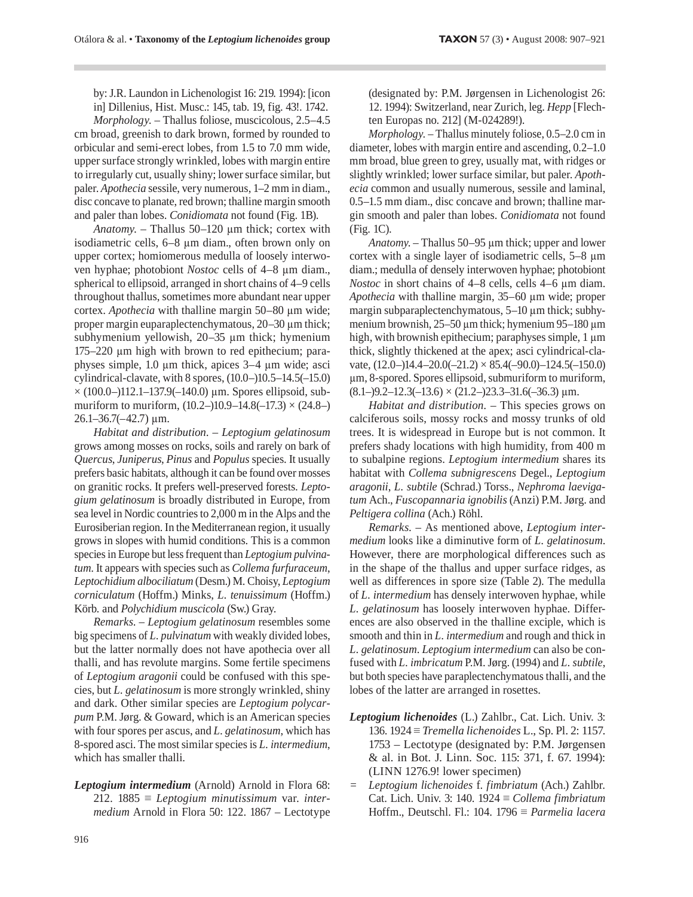by: J.R. Laundon in Lichenologist 16: 219. 1994): [icon in] Dillenius, Hist. Musc.: 145, tab. 19, fig. 43!. 1742.

*Morphology.* – Thallus foliose, muscicolous, 2.5–4.5 cm broad, greenish to dark brown, formed by rounded to orbicular and semi-erect lobes, from 1.5 to 7.0 mm wide, upper surface strongly wrinkled, lobes with margin entire to irregularly cut, usually shiny; lower surface similar, but paler. *Apothecia* sessile, very numerous, 1–2 mm in diam., disc concave to planate, red brown; thalline margin smooth and paler than lobes. *Conidiomata* not found (Fig. 1B).

*Anatomy.* – Thallus 50–120 µm thick; cortex with isodiametric cells, 6–8 µm diam., often brown only on upper cortex; homiomerous medulla of loosely interwoven hyphae; photobiont *Nostoc* cells of 4–8 µm diam., spherical to ellipsoid, arranged in short chains of 4–9 cells throughout thallus, sometimes more abundant near upper cortex. *Apothecia* with thalline margin 50–80 µm wide; proper margin euparaplectenchymatous, 20–30 µm thick; subhymenium yellowish, 20–35 µm thick; hymenium 175–220 µm high with brown to red epithecium; paraphyses simple, 1.0 µm thick, apices 3–4 µm wide; asci cylindrical-clavate, with 8 spores, (10.0–)10.5–14.5(–15.0) × (100.0–)112.1–137.9(–140.0) µm. Spores ellipsoid, submuriform to muriform, (10.2–)10.9–14.8(–17.3) × (24.8–)26.1–36.7(–42.7) µm.

*Habitat and distribution*. – *Leptogium gelatinosum* grows among mosses on rocks, soils and rarely on bark of *Quercus*, *Juniperus*, *Pinus* and *Populus* species. It usually prefers basic habitats, although it can be found over mosses on granitic rocks. It prefers well-preserved forests. *Leptogium gelatinosum* is broadly distributed in Europe, from sea level in Nordic countries to 2,000 m in the Alps and the Eurosiberian region. In the Mediterranean region, it usually grows in slopes with humid conditions. This is a common species in Europe but less frequent than *Leptogium pulvinatum*. It appears with species such as *Collema furfuraceum*, *Leptochidium albociliatum* (Desm.) M. Choisy, *Leptogium corniculatum* (Hoffm.) Minks, *L. tenuissimum* (Hoffm.) Körb. and *Polychidium muscicola* (Sw.) Gray.

*Remarks*. – *Leptogium gelatinosum* resembles some big specimens of *L. pulvinatum* with weakly divided lobes, but the latter normally does not have apothecia over all thalli, and has revolute margins. Some fertile specimens of *Leptogium aragonii* could be confused with this species, but *L. gelatinosum* is more strongly wrinkled, shiny and dark. Other similar species are *Leptogium polycarpum* P.M. Jørg. & Goward, which is an American species with four spores per ascus, and *L. gelatinosum*, which has 8-spored asci. The most similar species is *L. intermedium*, which has smaller thalli.

***Leptogium intermedium*** (Arnold) Arnold in Flora 68: 212. 1885 ≡ *Leptogium minutissimum* var. *intermedium* Arnold in Flora 50: 122. 1867 – Lectotype (designated by: P.M. Jørgensen in Lichenologist 26: 12. 1994): Switzerland, near Zurich, leg. *Hepp* [Flechten Europas no. 212] (M-024289!).

*Morphology.* – Thallus minutely foliose, 0.5–2.0 cm in diameter, lobes with margin entire and ascending, 0.2–1.0 mm broad, blue green to grey, usually mat, with ridges or slightly wrinkled; lower surface similar, but paler. *Apothecia* common and usually numerous, sessile and laminal, 0.5–1.5 mm diam., disc concave and brown; thalline margin smooth and paler than lobes. *Conidiomata* not found (Fig. 1C).

*Anatomy.* – Thallus 50–95 µm thick; upper and lower cortex with a single layer of isodiametric cells, 5–8 µm diam.; medulla of densely interwoven hyphae; photobiont *Nostoc* in short chains of 4–8 cells, cells 4–6 µm diam. *Apothecia* with thalline margin, 35–60 µm wide; proper margin subparaplectenchymatous, 5–10 µm thick; subhymenium brownish, 25–50 µm thick; hymenium 95–180 µm high, with brownish epithecium; paraphyses simple, 1 µm thick, slightly thickened at the apex; asci cylindrical-clavate, (12.0–)14.4–20.0(–21.2) × 85.4(–90.0)–124.5(–150.0) µm, 8-spored. Spores ellipsoid, submuriform to muriform, (8.1–)9.2–12.3(–13.6) × (21.2–)23.3–31.6(–36.3) µm.

*Habitat and distribution*. – This species grows on calciferous soils, mossy rocks and mossy trunks of old trees. It is widespread in Europe but is not common. It prefers shady locations with high humidity, from 400 m to subalpine regions. *Leptogium intermedium* shares its habitat with *Collema subnigrescens* Degel., *Leptogium aragonii*, *L. subtile* (Schrad.) Torss., *Nephroma laevigatum* Ach., *Fuscopannaria ignobilis* (Anzi) P.M. Jørg. and *Peltigera collina* (Ach.) Röhl.

*Remarks*. – As mentioned above, *Leptogium intermedium* looks like a diminutive form of *L. gelatinosum*. However, there are morphological differences such as in the shape of the thallus and upper surface ridges, as well as differences in spore size (Table 2). The medulla of *L. intermedium* has densely interwoven hyphae, while *L. gelatinosum* has loosely interwoven hyphae. Differences are also observed in the thalline exciple, which is smooth and thin in *L. intermedium* and rough and thick in *L. gelatinosum*. *Leptogium intermedium* can also be confused with *L. imbricatum* P.M. Jørg. (1994) and *L. subtile*, but both species have paraplectenchymatous thalli, and the lobes of the latter are arranged in rosettes.

***Leptogium lichenoides*** (L.) Zahlbr., Cat. Lich. Univ. 3: 136. 1924 ≡ *Tremella lichenoides* L., Sp. Pl. 2: 1157. 1753 – Lectotype (designated by: P.M. Jørgensen & al. in Bot. J. Linn. Soc. 115: 371, f. 67. 1994): (LINN 1276.9! lower specimen)

= *Leptogium lichenoides* f. *fimbriatum* (Ach.) Zahlbr. Cat. Lich. Univ. 3: 140. 1924 ≡ *Collema fimbriatum* Hoffm., Deutschl. Fl.: 104. 1796 ≡ *Parmelia lacera*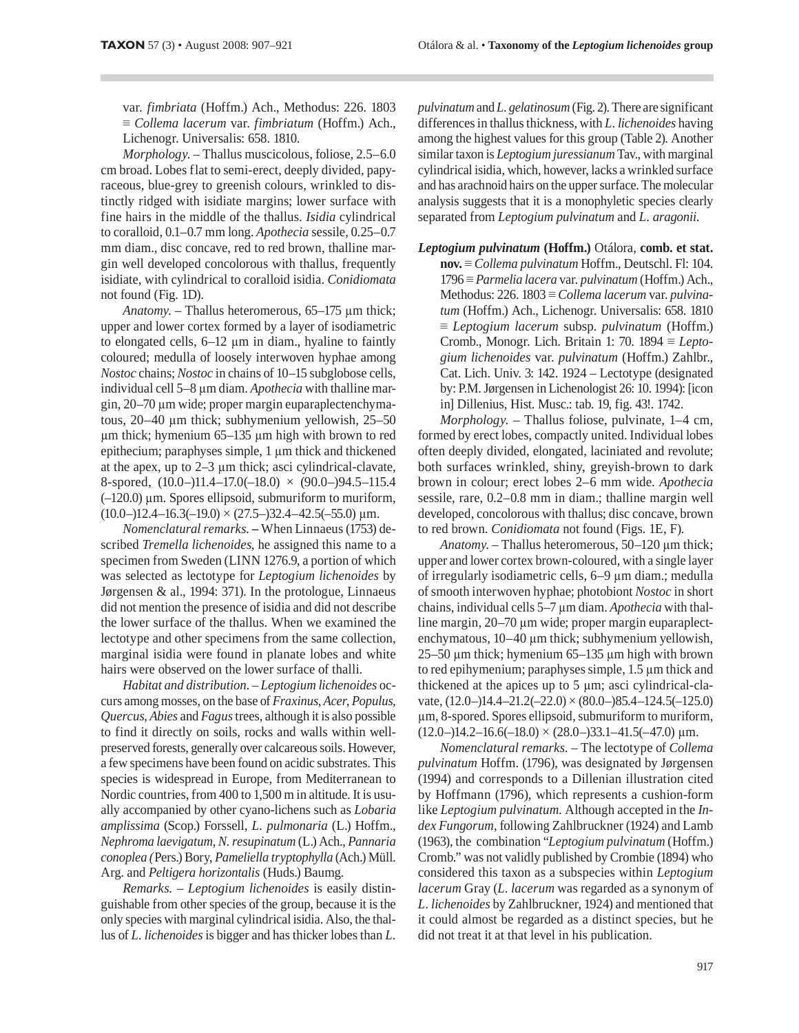var. *fimbriata* (Hoffm.) Ach., Methodus: 226. 1803 ≡ *Collema lacerum* var. *fimbriatum* (Hoffm.) Ach., Lichenogr. Universalis: 658. 1810.

*Morphology.* – Thallus muscicolous, foliose, 2.5–6.0 cm broad. Lobes flat to semi-erect, deeply divided, papyraceous, blue-grey to greenish colours, wrinkled to distinctly ridged with isidiate margins; lower surface with fine hairs in the middle of the thallus. *Isidia* cylindrical to coralloid, 0.1–0.7 mm long. *Apothecia* sessile, 0.25–0.7 mm diam., disc concave, red to red brown, thalline margin well developed concolorous with thallus, frequently isidiate, with cylindrical to coralloid isidia. *Conidiomata* not found (Fig. 1D).

*Anatomy.* – Thallus heteromerous, 65–175 µm thick; upper and lower cortex formed by a layer of isodiametric to elongated cells, 6–12 µm in diam., hyaline to faintly coloured; medulla of loosely interwoven hyphae among *Nostoc* chains; *Nostoc* in chains of 10–15 subglobose cells, individual cell 5–8 µm diam. *Apothecia* with thalline margin, 20–70 µm wide; proper margin euparaplectenchymatous, 20–40 µm thick; subhymenium yellowish, 25–50 µm thick; hymenium 65–135 µm high with brown to red epithecium; paraphyses simple, 1 µm thick and thickened at the apex, up to 2–3 µm thick; asci cylindrical-clavate, 8-spored, (10.0–)11.4–17.0(–18.0) × (90.0–)94.5–115.4 (–120.0) µm. Spores ellipsoid, submuriform to muriform, (10.0–)12.4–16.3(–19.0) × (27.5–)32.4–42.5(–55.0) µm.

*Nomenclatural remarks.* – When Linnaeus (1753) described *Tremella lichenoides*, he assigned this name to a specimen from Sweden (LINN 1276.9, a portion of which was selected as lectotype for *Leptogium lichenoides* by Jørgensen & al., 1994: 371). In the protologue, Linnaeus did not mention the presence of isidia and did not describe the lower surface of the thallus. When we examined the lectotype and other specimens from the same collection, marginal isidia were found in planate lobes and white hairs were observed on the lower surface of thalli.

*Habitat and distribution.* – *Leptogium lichenoides* occurs among mosses, on the base of *Fraxinus*, *Acer*, *Populus*, *Quercus*, *Abies* and *Fagus* trees, although it is also possible to find it directly on soils, rocks and walls within well-preserved forests, generally over calcareous soils. However, a few specimens have been found on acidic substrates. This species is widespread in Europe, from Mediterranean to Nordic countries, from 400 to 1,500 m in altitude. It is usually accompanied by other cyano-lichens such as *Lobaria amplissima* (Scop.) Forssell, *L. pulmonaria* (L.) Hoffm., *Nephroma laevigatum*, *N. resupinatum* (L.) Ach., *Pannaria conoplea (*Pers.) Bory, *Pameliella tryptophylla* (Ach.) Müll. Arg. and *Peltigera horizontalis* (Huds.) Baumg.

*Remarks.* – *Leptogium lichenoides* is easily distinguishable from other species of the group, because it is the only species with marginal cylindrical isidia. Also, the thallus of *L. lichenoides* is bigger and has thicker lobes than *L. pulvinatum* and *L. gelatinosum* (Fig. 2). There are significant differences in thallus thickness, with *L. lichenoides* having among the highest values for this group (Table 2). Another similar taxon is *Leptogium juressianum* Tav., with marginal cylindrical isidia, which, however, lacks a wrinkled surface and has arachnoid hairs on the upper surface. The molecular analysis suggests that it is a monophyletic species clearly separated from *Leptogium pulvinatum* and *L. aragonii.*

***Leptogium pulvinatum* (Hoffm.)** Otálora, **comb. et stat. nov.** ≡ *Collema pulvinatum* Hoffm., Deutschl. Fl: 104. 1796 ≡ *Parmelia lacera* var. *pulvinatum* (Hoffm.) Ach., Methodus: 226. 1803 ≡ *Collema lacerum* var. *pulvinatum* (Hoffm.) Ach., Lichenogr. Universalis: 658. 1810 ≡ *Leptogium lacerum* subsp. *pulvinatum* (Hoffm.) Cromb., Monogr. Lich. Britain 1: 70. 1894 ≡ *Leptogium lichenoides* var. *pulvinatum* (Hoffm.) Zahlbr., Cat. Lich. Univ. 3: 142. 1924 – Lectotype (designated by: P.M. Jørgensen in Lichenologist 26: 10. 1994): [icon in] Dillenius, Hist. Musc.: tab. 19, fig. 43!. 1742.

*Morphology.* – Thallus foliose, pulvinate, 1–4 cm, formed by erect lobes, compactly united. Individual lobes often deeply divided, elongated, laciniated and revolute; both surfaces wrinkled, shiny, greyish-brown to dark brown in colour; erect lobes 2–6 mm wide. *Apothecia* sessile, rare, 0.2–0.8 mm in diam.; thalline margin well developed, concolorous with thallus; disc concave, brown to red brown. *Conidiomata* not found (Figs. 1E, F).

*Anatomy.* – Thallus heteromerous, 50–120 µm thick; upper and lower cortex brown-coloured, with a single layer of irregularly isodiametric cells, 6–9 µm diam.; medulla of smooth interwoven hyphae; photobiont *Nostoc* in short chains, individual cells 5–7 µm diam. *Apothecia* with thalline margin, 20–70 µm wide; proper margin euparaplectenchymatous, 10–40 µm thick; subhymenium yellowish, 25–50 µm thick; hymenium 65–135 µm high with brown to red epihymenium; paraphyses simple, 1.5 µm thick and thickened at the apices up to 5 µm; asci cylindrical-clavate, (12.0–)14.4–21.2(–22.0) × (80.0–)85.4–124.5(–125.0) µm, 8-spored. Spores ellipsoid, submuriform to muriform, (12.0–)14.2–16.6(–18.0) × (28.0–)33.1–41.5(–47.0) µm.

*Nomenclatural remarks.* – The lectotype of *Collema pulvinatum* Hoffm. (1796), was designated by Jørgensen (1994) and corresponds to a Dillenian illustration cited by Hoffmann (1796), which represents a cushion-form like *Leptogium pulvinatum.* Although accepted in the *Index Fungorum*, following Zahlbruckner (1924) and Lamb (1963), the combination "*Leptogium pulvinatum* (Hoffm.) Cromb." was not validly published by Crombie (1894) who considered this taxon as a subspecies within *Leptogium lacerum* Gray (*L. lacerum* was regarded as a synonym of *L. lichenoides* by Zahlbruckner, 1924) and mentioned that it could almost be regarded as a distinct species, but he did not treat it at that level in his publication.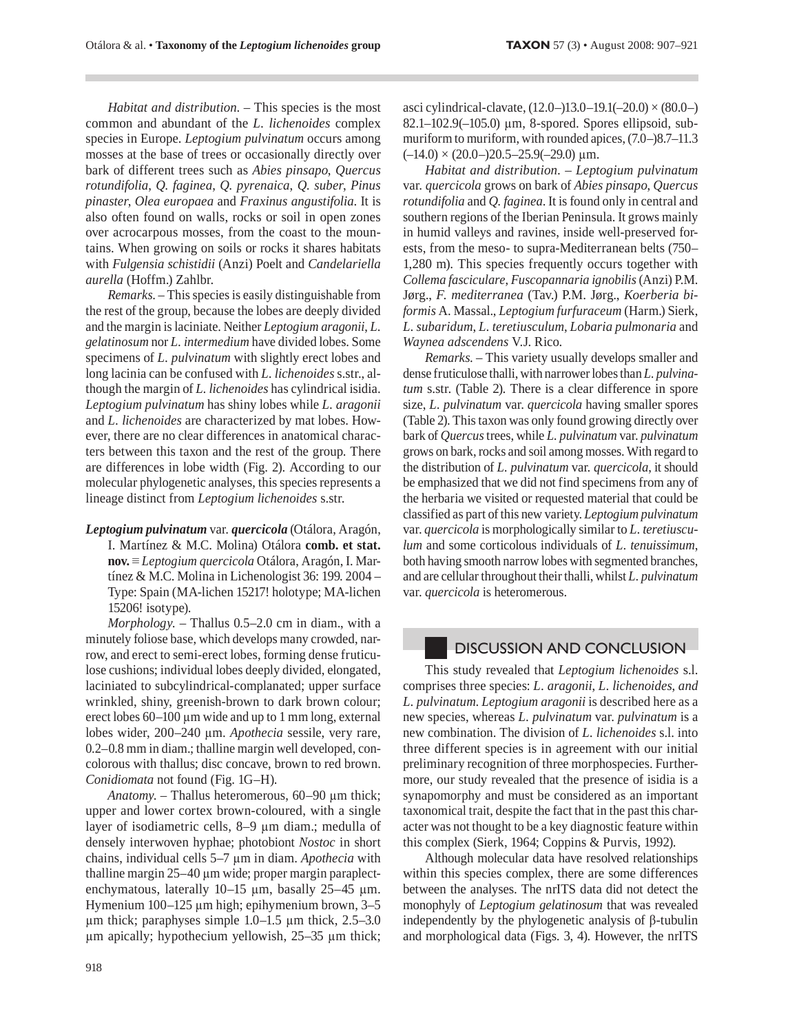*Habitat and distribution*. – This species is the most common and abundant of the *L. lichenoides* complex species in Europe. *Leptogium pulvinatum* occurs among mosses at the base of trees or occasionally directly over bark of different trees such as *Abies pinsapo*, *Quercus rotundifolia*, *Q. faginea*, *Q. pyrenaica*, *Q. suber*, *Pinus pinaster*, *Olea europaea* and *Fraxinus angustifolia*. It is also often found on walls, rocks or soil in open zones over acrocarpous mosses, from the coast to the mountains. When growing on soils or rocks it shares habitats with *Fulgensia schistidii* (Anzi) Poelt and *Candelariella aurella* (Hoffm.) Zahlbr.

*Remarks*. – This species is easily distinguishable from the rest of the group, because the lobes are deeply divided and the margin is laciniate. Neither *Leptogium aragonii*, *L. gelatinosum* nor *L. intermedium* have divided lobes. Some specimens of *L. pulvinatum* with slightly erect lobes and long lacinia can be confused with *L. lichenoides* s.str., although the margin of *L. lichenoides* has cylindrical isidia. *Leptogium pulvinatum* has shiny lobes while *L. aragonii* and *L. lichenoides* are characterized by mat lobes. However, there are no clear differences in anatomical characters between this taxon and the rest of the group. There are differences in lobe width (Fig. 2). According to our molecular phylogenetic analyses, this species represents a lineage distinct from *Leptogium lichenoides* s.str.

***Leptogium pulvinatum*** var. ***quercicola*** (Otálora, Aragón, I. Martínez & M.C. Molina) Otálora **comb. et stat. nov.** ≡ *Leptogium quercicola* Otálora, Aragón, I. Martínez & M.C. Molina in Lichenologist 36: 199. 2004 – Type: Spain (MA-lichen 15217! holotype; MA-lichen 15206! isotype).

*Morphology*. – Thallus 0.5–2.0 cm in diam., with a minutely foliose base, which develops many crowded, narrow, and erect to semi-erect lobes, forming dense fruticulose cushions; individual lobes deeply divided, elongated, laciniated to subcylindrical-complanated; upper surface wrinkled, shiny, greenish-brown to dark brown colour; erect lobes 60–100 µm wide and up to 1 mm long, external lobes wider, 200–240 µm. *Apothecia* sessile, very rare, 0.2–0.8 mm in diam.; thalline margin well developed, concolorous with thallus; disc concave, brown to red brown. *Conidiomata* not found (Fig. 1G–H).

*Anatomy*. – Thallus heteromerous, 60–90 µm thick; upper and lower cortex brown-coloured, with a single layer of isodiametric cells, 8–9 µm diam.; medulla of densely interwoven hyphae; photobiont *Nostoc* in short chains, individual cells 5–7 µm in diam. *Apothecia* with thalline margin 25–40 µm wide; proper margin paraplectenchymatous, laterally 10–15 µm, basally 25–45 µm. Hymenium 100–125 µm high; epihymenium brown, 3–5 µm thick; paraphyses simple 1.0–1.5 µm thick, 2.5–3.0 µm apically; hypothecium yellowish, 25–35 µm thick; asci cylindrical-clavate, (12.0–)13.0–19.1(–20.0) × (80.0–)82.1–102.9(–105.0) µm, 8-spored. Spores ellipsoid, submuriform to muriform, with rounded apices, (7.0–)8.7–11.3(–14.0) × (20.0–)20.5–25.9(–29.0) µm.

*Habitat and distribution*. – *Leptogium pulvinatum* var. *quercicola* grows on bark of *Abies pinsapo*, *Quercus rotundifolia* and *Q. faginea*. It is found only in central and southern regions of the Iberian Peninsula. It grows mainly in humid valleys and ravines, inside well-preserved forests, from the meso- to supra-Mediterranean belts (750–1,280 m). This species frequently occurs together with *Collema fasciculare*, *Fuscopannaria ignobilis* (Anzi) P.M. Jørg., *F. mediterranea* (Tav.) P.M. Jørg., *Koerberia biformis* A. Massal., *Leptogium furfuraceum* (Harm.) Sierk, *L. subaridum*, *L. teretiusculum*, *Lobaria pulmonaria* and *Waynea adscendens* V.J. Rico.

*Remarks*. – This variety usually develops smaller and dense fruticulose thalli, with narrower lobes than *L. pulvinatum* s.str. (Table 2). There is a clear difference in spore size, *L. pulvinatum* var. *quercicola* having smaller spores (Table 2). This taxon was only found growing directly over bark of *Quercus* trees, while *L. pulvinatum* var. *pulvinatum* grows on bark, rocks and soil among mosses. With regard to the distribution of *L. pulvinatum* var. *quercicola*, it should be emphasized that we did not find specimens from any of the herbaria we visited or requested material that could be classified as part of this new variety. *Leptogium pulvinatum* var. *quercicola* is morphologically similar to *L. teretiusculum* and some corticolous individuals of *L. tenuissimum*, both having smooth narrow lobes with segmented branches, and are cellular throughout their thalli, whilst *L. pulvinatum* var. *quercicola* is heteromerous.

## DISCUSSION AND CONCLUSION

This study revealed that *Leptogium lichenoides* s.l. comprises three species: *L. aragonii*, *L. lichenoides, and L. pulvinatum*. *Leptogium aragonii* is described here as a new species, whereas *L. pulvinatum* var. *pulvinatum* is a new combination. The division of *L. lichenoides* s.l. into three different species is in agreement with our initial preliminary recognition of three morphospecies. Furthermore, our study revealed that the presence of isidia is a synapomorphy and must be considered as an important taxonomical trait, despite the fact that in the past this character was not thought to be a key diagnostic feature within this complex (Sierk, 1964; Coppins & Purvis, 1992).

Although molecular data have resolved relationships within this species complex, there are some differences between the analyses. The nrITS data did not detect the monophyly of *Leptogium gelatinosum* that was revealed independently by the phylogenetic analysis of β-tubulin and morphological data (Figs. 3, 4). However, the nrITS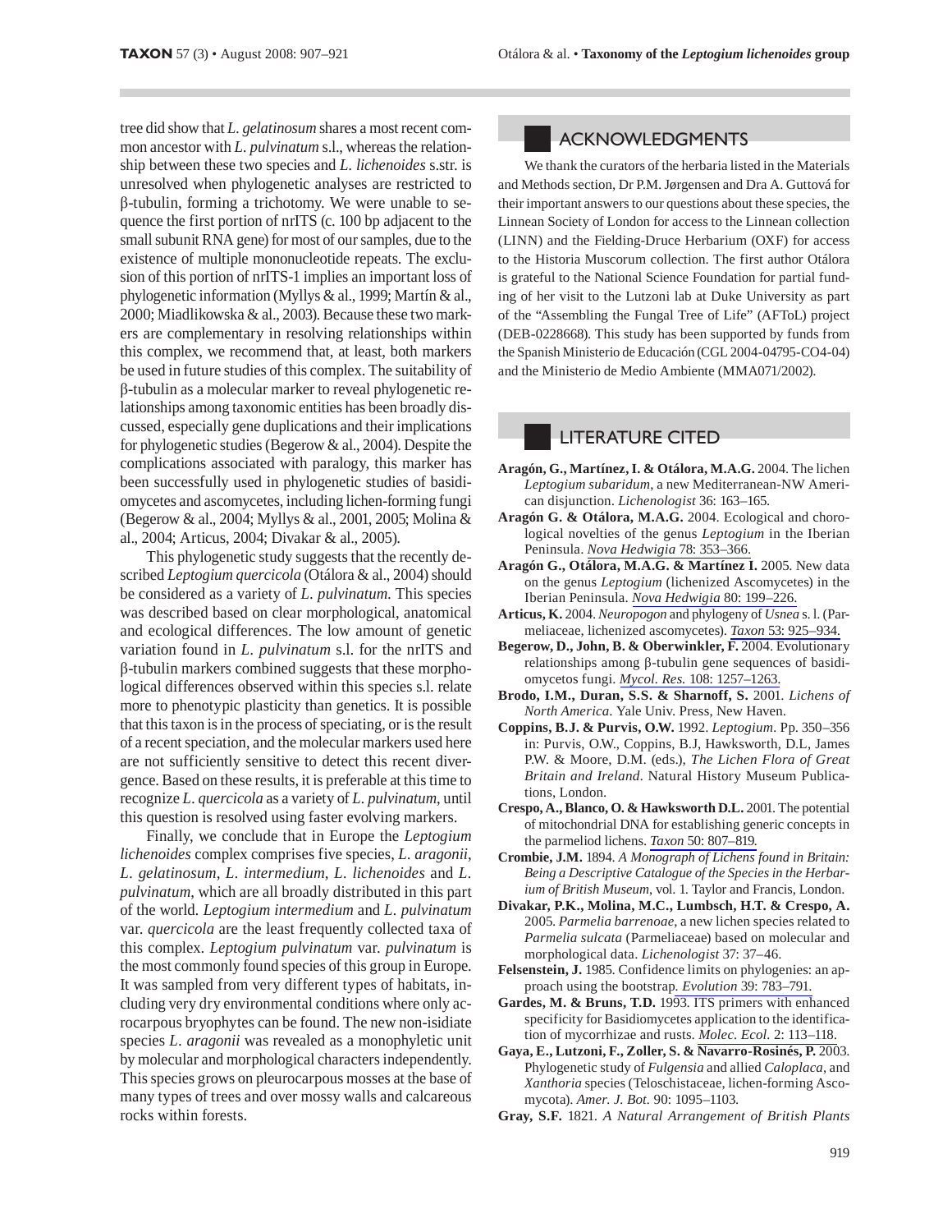tree did show that *L. gelatinosum* shares a most recent common ancestor with *L. pulvinatum* s.l., whereas the relationship between these two species and *L. lichenoides* s.str. is unresolved when phylogenetic analyses are restricted to β-tubulin, forming a trichotomy. We were unable to sequence the first portion of nrITS (c. 100 bp adjacent to the small subunit RNA gene) for most of our samples, due to the existence of multiple mononucleotide repeats. The exclusion of this portion of nrITS-1 implies an important loss of phylogenetic information (Myllys & al., 1999; Martín & al., 2000; Miadlikowska & al., 2003). Because these two markers are complementary in resolving relationships within this complex, we recommend that, at least, both markers be used in future studies of this complex. The suitability of β-tubulin as a molecular marker to reveal phylogenetic relationships among taxonomic entities has been broadly discussed, especially gene duplications and their implications for phylogenetic studies (Begerow & al., 2004). Despite the complications associated with paralogy, this marker has been successfully used in phylogenetic studies of basidiomycetes and ascomycetes, including lichen-forming fungi (Begerow & al., 2004; Myllys & al., 2001, 2005; Molina & al., 2004; Articus, 2004; Divakar & al., 2005).

This phylogenetic study suggests that the recently described *Leptogium quercicola* (Otálora & al., 2004) should be considered as a variety of *L. pulvinatum*. This species was described based on clear morphological, anatomical and ecological differences. The low amount of genetic variation found in *L. pulvinatum* s.l. for the nrITS and β-tubulin markers combined suggests that these morphological differences observed within this species s.l. relate more to phenotypic plasticity than genetics. It is possible that this taxon is in the process of speciating, or is the result of a recent speciation, and the molecular markers used here are not sufficiently sensitive to detect this recent divergence. Based on these results, it is preferable at this time to recognize *L. quercicola* as a variety of *L. pulvinatum*, until this question is resolved using faster evolving markers.

Finally, we conclude that in Europe the *Leptogium lichenoides* complex comprises five species, *L. aragonii*, *L. gelatinosum*, *L. intermedium*, *L. lichenoides* and *L. pulvinatum*, which are all broadly distributed in this part of the world. *Leptogium intermedium* and *L. pulvinatum* var. *quercicola* are the least frequently collected taxa of this complex. *Leptogium pulvinatum* var. *pulvinatum* is the most commonly found species of this group in Europe. It was sampled from very different types of habitats, including very dry environmental conditions where only acrocarpous bryophytes can be found. The new non-isidiate species *L. aragonii* was revealed as a monophyletic unit by molecular and morphological characters independently. This species grows on pleurocarpous mosses at the base of many types of trees and over mossy walls and calcareous rocks within forests.

## ACKNOWLEDGMENTS

We thank the curators of the herbaria listed in the Materials and Methods section, Dr P.M. Jørgensen and Dra A. Guttová for their important answers to our questions about these species, the Linnean Society of London for access to the Linnean collection (LINN) and the Fielding-Druce Herbarium (OXF) for access to the Historia Muscorum collection. The first author Otálora is grateful to the National Science Foundation for partial funding of her visit to the Lutzoni lab at Duke University as part of the "Assembling the Fungal Tree of Life" (AFToL) project (DEB-0228668). This study has been supported by funds from the Spanish Ministerio de Educación (CGL 2004-04795-CO4-04) and the Ministerio de Medio Ambiente (MMA071/2002).

## LITERATURE CITED

**Aragón, G., Martínez, I. & Otálora, M.A.G.** 2004. The lichen *Leptogium subaridum*, a new Mediterranean-NW American disjunction. *Lichenologist* 36: 163–165.

**Aragón G. & Otálora, M.A.G.** 2004. Ecological and chorological novelties of the genus *Leptogium* in the Iberian Peninsula. *Nova Hedwigia* 78: 353–366.

**Aragón G., Otálora, M.A.G. & Martínez I.** 2005. New data on the genus *Leptogium* (lichenized Ascomycetes) in the Iberian Peninsula. *Nova Hedwigia* 80: 199–226.

**Articus, K.** 2004. *Neuropogon* and phylogeny of *Usnea* s. l. (Parmeliaceae, lichenized ascomycetes). *Taxon* 53: 925–934.

**Begerow, D., John, B. & Oberwinkler, F.** 2004. Evolutionary relationships among β-tubulin gene sequences of basidiomycetos fungi. *Mycol. Res.* 108: 1257–1263.

**Brodo, I.M., Duran, S.S. & Sharnoff, S.** 2001. *Lichens of North America*. Yale Univ. Press, New Haven.

**Coppins, B.J. & Purvis, O.W.** 1992. *Leptogium*. Pp. 350–356 in: Purvis, O.W., Coppins, B.J, Hawksworth, D.L, James P.W. & Moore, D.M. (eds.), *The Lichen Flora of Great Britain and Ireland*. Natural History Museum Publications, London.

**Crespo, A., Blanco, O. & Hawksworth D.L.** 2001. The potential of mitochondrial DNA for establishing generic concepts in the parmeliod lichens. *Taxon* 50: 807–819.

**Crombie, J.M.** 1894. *A Monograph of Lichens found in Britain: Being a Descriptive Catalogue of the Species in the Herbarium of British Museum*, vol. 1. Taylor and Francis, London.

**Divakar, P.K., Molina, M.C., Lumbsch, H.T. & Crespo, A.** 2005. *Parmelia barrenoae*, a new lichen species related to *Parmelia sulcata* (Parmeliaceae) based on molecular and morphological data. *Lichenologist* 37: 37–46.

**Felsenstein, J.** 1985. Confidence limits on phylogenies: an approach using the bootstrap. *Evolution* 39: 783–791.

**Gardes, M. & Bruns, T.D.** 1993. ITS primers with enhanced specificity for Basidiomycetes application to the identification of mycorrhizae and rusts. *Molec. Ecol.* 2: 113–118.

**Gaya, E., Lutzoni, F., Zoller, S. & Navarro-Rosinés, P.** 2003. Phylogenetic study of *Fulgensia* and allied *Caloplaca*, and *Xanthoria* species (Teloschistaceae, lichen-forming Ascomycota). *Amer. J. Bot.* 90: 1095–1103.

**Gray, S.F.** 1821. *A Natural Arrangement of British Plants*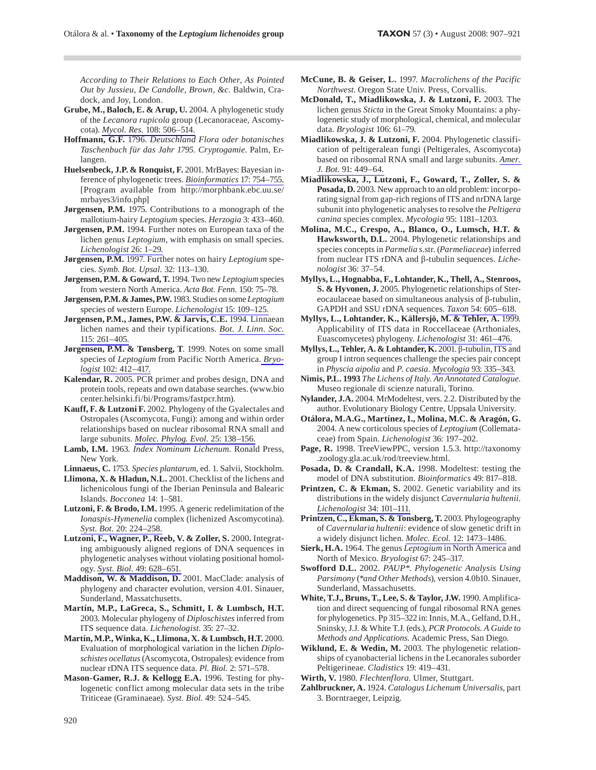*According to Their Relations to Each Other, As Pointed Out by Jussieu, De Candolle, Brown, &c.* Baldwin, Cradock, and Joy, London.

**Grube, M., Baloch, E. & Arup, U.** 2004. A phylogenetic study of the *Lecanora rupicola* group (Lecanoraceae, Ascomycota). *Mycol. Res.* 108: 506–514.

**Hoffmann, G.F.** 1796. *Deutschland Flora oder botanisches Taschenbuch für das Jahr 1795. Cryptogamie.* Palm, Erlangen.

**Huelsenbeck, J.P. & Ronquist, F.** 2001. MrBayes: Bayesian inference of phylogenetic trees. *Bioinformatics* 17: 754–755. [Program available from http://morphbank.ebc.uu.se/mrbayes3/info.php]

**Jørgensen, P.M.** 1975. Contributions to a monograph of the mallotium-hairy *Leptogium* species. *Herzogia* 3: 433–460.

**Jørgensen, P.M.** 1994. Further notes on European taxa of the lichen genus *Leptogium*, with emphasis on small species. *Lichenologist* 26: 1–29.

**Jørgensen, P.M.** 1997. Further notes on hairy *Leptogium* species. *Symb. Bot. Upsal.* 32: 113–130.

**Jørgensen, P.M. & Goward, T.** 1994. Two new *Leptogium* species from western North America. *Acta Bot. Fenn.* 150: 75–78.

**Jørgensen, P.M. & James, P.W.** 1983. Studies on some *Leptogium* species of western Europe. *Lichenologist* 15: 109–125.

**Jørgensen, P.M., James, P.W. & Jarvis, C.E.** 1994. Linnaean lichen names and their typifications. *Bot. J. Linn. Soc.* 115: 261–405.

**Jørgensen, P.M. & Tønsberg, T.** 1999. Notes on some small species of *Leptogium* from Pacific North America. *Bryologist* 102: 412–417.

**Kalendar, R.** 2005. PCR primer and probes design, DNA and protein tools, repeats and own database searches. (www.biocenter.helsinki.fi/bi/Programs/fastpcr.htm).

**Kauff, F. & Lutzoni F.** 2002. Phylogeny of the Gyalectales and Ostropales (Ascomycota, Fungi): among and within order relationships based on nuclear ribosomal RNA small and large subunits. *Molec. Phylog. Evol.* 25: 138–156.

**Lamb, I.M.** 1963. *Index Nominum Lichenum.* Ronald Press, New York.

**Linnaeus, C.** 1753. *Species plantarum*, ed. 1. Salvii, Stockholm.

**Llimona, X. & Hladun, N.L.** 2001. Checklist of the lichens and lichenicolous fungi of the Iberian Peninsula and Balearic Islands. *Bocconea* 14: 1–581.

**Lutzoni, F. & Brodo, I.M.** 1995. A generic redelimitation of the *Ionaspis-Hymenelia* complex (lichenized Ascomycotina). *Syst. Bot.* 20: 224–258.

**Lutzoni, F., Wagner, P., Reeb, V. & Zoller, S.** 2000. Integrating ambiguously aligned regions of DNA sequences in phylogenetic analyses without violating positional homology. *Syst. Biol.* 49: 628–651.

**Maddison, W. & Maddison, D.** 2001. MacClade: analysis of phylogeny and character evolution, version 4.01. Sinauer, Sunderland, Massatchusetts.

**Martín, M.P., LaGreca, S., Schmitt, I. & Lumbsch, H.T.** 2003. Molecular phylogeny of *Diploschistes* inferred from ITS sequence data. *Lichenologist.* 35: 27–32.

**Martín, M.P., Winka, K., Llimona, X. & Lumbsch, H.T.** 2000. Evaluation of morphological variation in the lichen *Diploschistes ocellatus* (Ascomycota, Ostropales): evidence from nuclear rDNA ITS sequence data. *Pl. Biol.* 2: 571–578.

**Mason-Gamer, R.J. & Kellogg E.A.** 1996. Testing for phylogenetic conflict among molecular data sets in the tribe Triticeae (Graminaeae). *Syst. Biol.* 49: 524–545.

**McCune, B. & Geiser, L.** 1997. *Macrolichens of the Pacific Northwest.* Oregon State Univ. Press, Corvallis.

**McDonald, T., Miadlikowska, J. & Lutzoni, F.** 2003. The lichen genus *Sticta* in the Great Smoky Mountains: a phylogenetic study of morphological, chemical, and molecular data. *Bryologist* 106: 61–79.

**Miadlikowska, J. & Lutzoni, F.** 2004. Phylogenetic classification of peltigeralean fungi (Peltigerales, Ascomycota) based on ribosomal RNA small and large subunits. *Amer. J. Bot.* 91: 449–64.

**Miadlikowska, J., Lutzoni, F., Goward, T., Zoller, S. & Posada, D.** 2003. New approach to an old problem: incorporating signal from gap-rich regions of ITS and nrDNA large subunit into phylogenetic analyses to resolve the *Peltigera canina* species complex. *Mycologia* 95: 1181–1203.

**Molina, M.C., Crespo, A., Blanco, O., Lumsch, H.T. & Hawksworth, D.L.** 2004. Phylogenetic relationships and species concepts in *Parmelia* s.str. (*Parmeliaceae*) inferred from nuclear ITS rDNA and β-tubulin sequences. *Lichenologist* 36: 37–54.

**Myllys, L., Hognabba, F., Lohtander, K., Thell, A., Stenroos, S. & Hyvonen, J.** 2005. Phylogenetic relationships of Stereocaulaceae based on simultaneous analysis of β-tubulin, GAPDH and SSU rDNA sequences. *Taxon* 54: 605–618.

**Myllys, L., Lohtander, K., Källersjö, M. & Tehler, A.** 1999. Applicability of ITS data in Roccellaceae (Arthoniales, Euascomycetes) phylogeny. *Lichenologist* 31: 461–476.

**Myllys, L., Tehler, A. & Lohtander, K.** 2001. β-tubulin, ITS and group I intron sequences challenge the species pair concept in *Physcia aipolia* and *P. caesia*. *Mycologia* 93: 335–343.

**Nimis, P.L. 1993** *The Lichens of Italy. An Annotated Catalogue.* Museo regionale di scienze naturali, Torino.

**Nylander, J.A.** 2004. MrModeltest, vers. 2.2. Distributed by the author. Evolutionary Biology Centre, Uppsala University.

**Otálora, M.A.G., Martínez, I., Molina, M.C. & Aragón, G.** 2004. A new corticolous species of *Leptogium* (Collemataceae) from Spain. *Lichenologist* 36: 197–202.

**Page, R.** 1998. TreeViewPPC, version 1.5.3. http://taxonomy.zoology.gla.ac.uk/rod/treeview.html.

**Posada, D. & Crandall, K.A.** 1998. Modeltest: testing the model of DNA substitution. *Bioinformatics* 49: 817–818.

**Printzen, C. & Ekman, S.** 2002. Genetic variability and its distributions in the widely disjunct *Cavernularia hultenii*. *Lichenologist* 34: 101–111.

**Printzen, C., Ekman, S. & Tonsberg, T.** 2003. Phylogeography of *Cavernularia hultenii*: evidence of slow genetic drift in a widely disjunct lichen. *Molec. Ecol.* 12: 1473–1486.

**Sierk, H.A.** 1964. The genus *Leptogium* in North America and North of Mexico. *Bryologist* 67: 245–317.

**Swofford D.L.** 2002. *PAUP\*. Phylogenetic Analysis Using Parsimony (\*and Other Methods)*, version 4.0b10. Sinauer, Sunderland, Massachusetts.

**White, T.J., Bruns, T., Lee, S. & Taylor, J.W.** 1990. Amplification and direct sequencing of fungal ribosomal RNA genes for phylogenetics. Pp 315–322 in: Innis, M.A., Gelfand, D.H., Sninsky, J.J. & White T.J. (eds.), *PCR Protocols. A Guide to Methods and Applications.* Academic Press, San Diego.

**Wiklund, E. & Wedin, M.** 2003. The phylogenetic relationships of cyanobacterial lichens in the Lecanorales suborder Peltigerineae. *Cladistics* 19: 419–431.

**Wirth, V.** 1980. *Flechtenflora.* Ulmer, Stuttgart.

**Zahlbruckner, A.** 1924. *Catalogus Lichenum Universalis*, part 3. Borntraeger, Leipzig.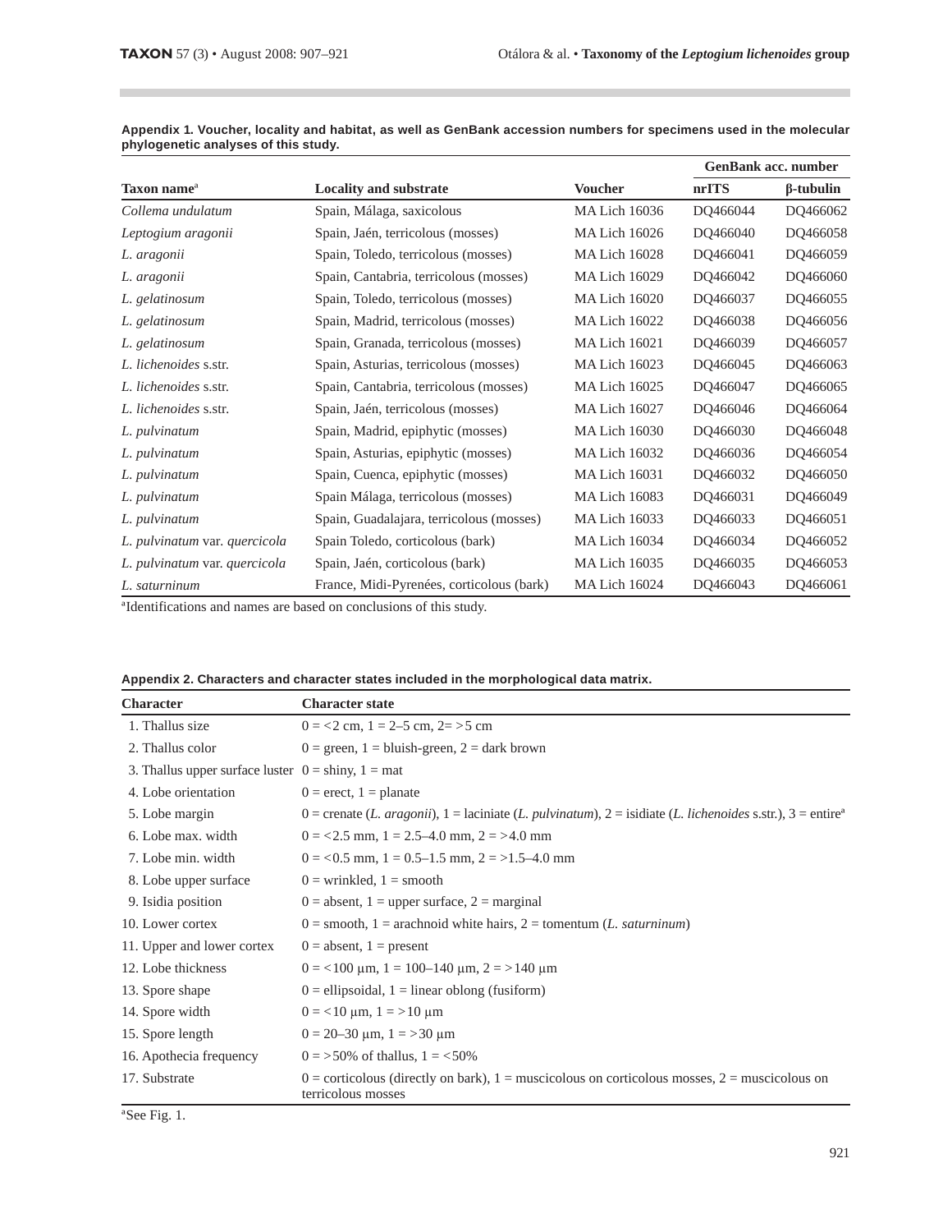**Appendix 1. Voucher, locality and habitat, as well as GenBank accession numbers for specimens used in the molecular phylogenetic analyses of this study.**

| Taxon name[a] | Locality and substrate | Voucher | GenBank acc. number | |
|---|---|---|---|---|
| | | | nrITS | β-tubulin |
| *Collema undulatum* | Spain, Málaga, saxicolous | MA Lich 16036 | DQ466044 | DQ466062 |
| *Leptogium aragonii* | Spain, Jaén, terricolous (mosses) | MA Lich 16026 | DQ466040 | DQ466058 |
| *L. aragonii* | Spain, Toledo, terricolous (mosses) | MA Lich 16028 | DQ466041 | DQ466059 |
| *L. aragonii* | Spain, Cantabria, terricolous (mosses) | MA Lich 16029 | DQ466042 | DQ466060 |
| *L. gelatinosum* | Spain, Toledo, terricolous (mosses) | MA Lich 16020 | DQ466037 | DQ466055 |
| *L. gelatinosum* | Spain, Madrid, terricolous (mosses) | MA Lich 16022 | DQ466038 | DQ466056 |
| *L. gelatinosum* | Spain, Granada, terricolous (mosses) | MA Lich 16021 | DQ466039 | DQ466057 |
| *L. lichenoides* s.str. | Spain, Asturias, terricolous (mosses) | MA Lich 16023 | DQ466045 | DQ466063 |
| *L. lichenoides* s.str. | Spain, Cantabria, terricolous (mosses) | MA Lich 16025 | DQ466047 | DQ466065 |
| *L. lichenoides* s.str. | Spain, Jaén, terricolous (mosses) | MA Lich 16027 | DQ466046 | DQ466064 |
| *L. pulvinatum* | Spain, Madrid, epiphytic (mosses) | MA Lich 16030 | DQ466030 | DQ466048 |
| *L. pulvinatum* | Spain, Asturias, epiphytic (mosses) | MA Lich 16032 | DQ466036 | DQ466054 |
| *L. pulvinatum* | Spain, Cuenca, epiphytic (mosses) | MA Lich 16031 | DQ466032 | DQ466050 |
| *L. pulvinatum* | Spain Málaga, terricolous (mosses) | MA Lich 16083 | DQ466031 | DQ466049 |
| *L. pulvinatum* | Spain, Guadalajara, terricolous (mosses) | MA Lich 16033 | DQ466033 | DQ466051 |
| *L. pulvinatum* var. *quercicola* | Spain Toledo, corticolous (bark) | MA Lich 16034 | DQ466034 | DQ466052 |
| *L. pulvinatum* var. *quercicola* | Spain, Jaén, corticolous (bark) | MA Lich 16035 | DQ466035 | DQ466053 |
| *L. saturninum* | France, Midi-Pyrenées, corticolous (bark) | MA Lich 16024 | DQ466043 | DQ466061 |

[a]Identifications and names are based on conclusions of this study.

**Appendix 2. Characters and character states included in the morphological data matrix.**

| Character | Character state |
|---|---|
| 1. Thallus size | 0 = <2 cm, 1 = 2–5 cm, 2= >5 cm |
| 2. Thallus color | 0 = green, 1 = bluish-green, 2 = dark brown |
| 3. Thallus upper surface luster | 0 = shiny, 1 = mat |
| 4. Lobe orientation | 0 = erect, 1 = planate |
| 5. Lobe margin | 0 = crenate (*L. aragonii*), 1 = laciniate (*L. pulvinatum*), 2 = isidiate (*L. lichenoides* s.str.), 3 = entire[a] |
| 6. Lobe max. width | 0 = <2.5 mm, 1 = 2.5–4.0 mm, 2 = >4.0 mm |
| 7. Lobe min. width | 0 = <0.5 mm, 1 = 0.5–1.5 mm, 2 = >1.5–4.0 mm |
| 8. Lobe upper surface | 0 = wrinkled, 1 = smooth |
| 9. Isidia position | 0 = absent, 1 = upper surface, 2 = marginal |
| 10. Lower cortex | 0 = smooth, 1 = arachnoid white hairs, 2 = tomentum (*L. saturninum*) |
| 11. Upper and lower cortex | 0 = absent, 1 = present |
| 12. Lobe thickness | 0 = <100 μm, 1 = 100–140 μm, 2 = >140 μm |
| 13. Spore shape | 0 = ellipsoidal, 1 = linear oblong (fusiform) |
| 14. Spore width | 0 = <10 μm, 1 = >10 μm |
| 15. Spore length | 0 = 20–30 μm, 1 = >30 μm |
| 16. Apothecia frequency | 0 = >50% of thallus, 1 = <50% |
| 17. Substrate | 0 = corticolous (directly on bark), 1 = muscicolous on corticolous mosses, 2 = muscicolous on terricolous mosses |

[a]See Fig. 1.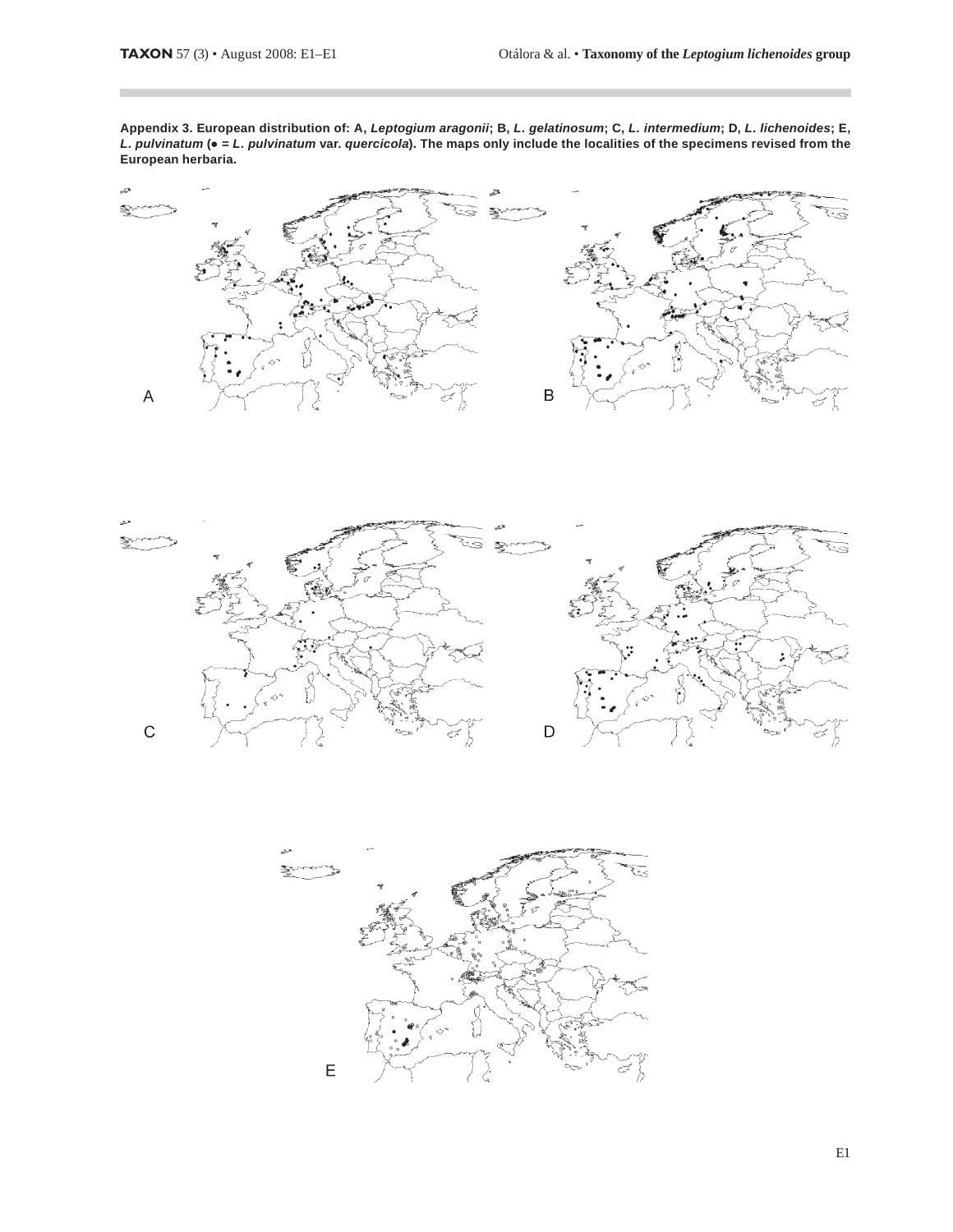**Appendix 3. European distribution of: A, *Leptogium aragonii*; B, *L. gelatinosum*; C, *L. intermedium*; D, *L. lichenoides*; E, *L. pulvinatum* (● = *L. pulvinatum* var. *quercicola*). The maps only include the localities of the specimens revised from the European herbaria.**

A

B

C

D

E